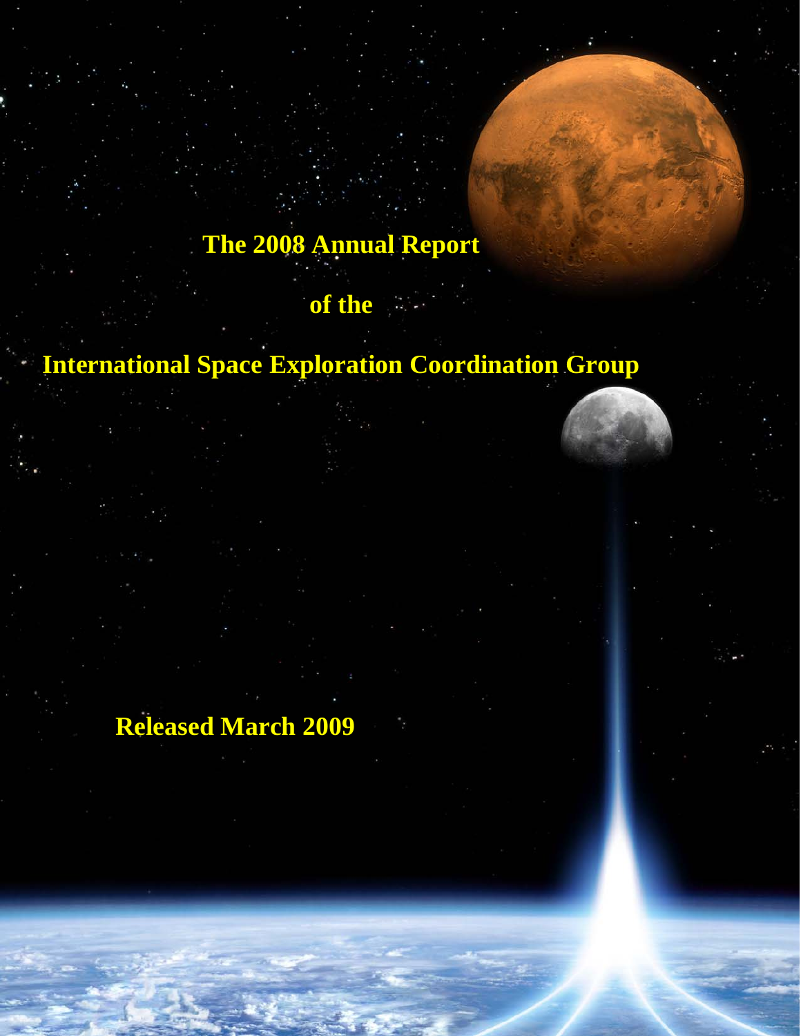# The 2008 Annual Report

# of the

# International Space Exploration Coordination Group

**Released March 2009**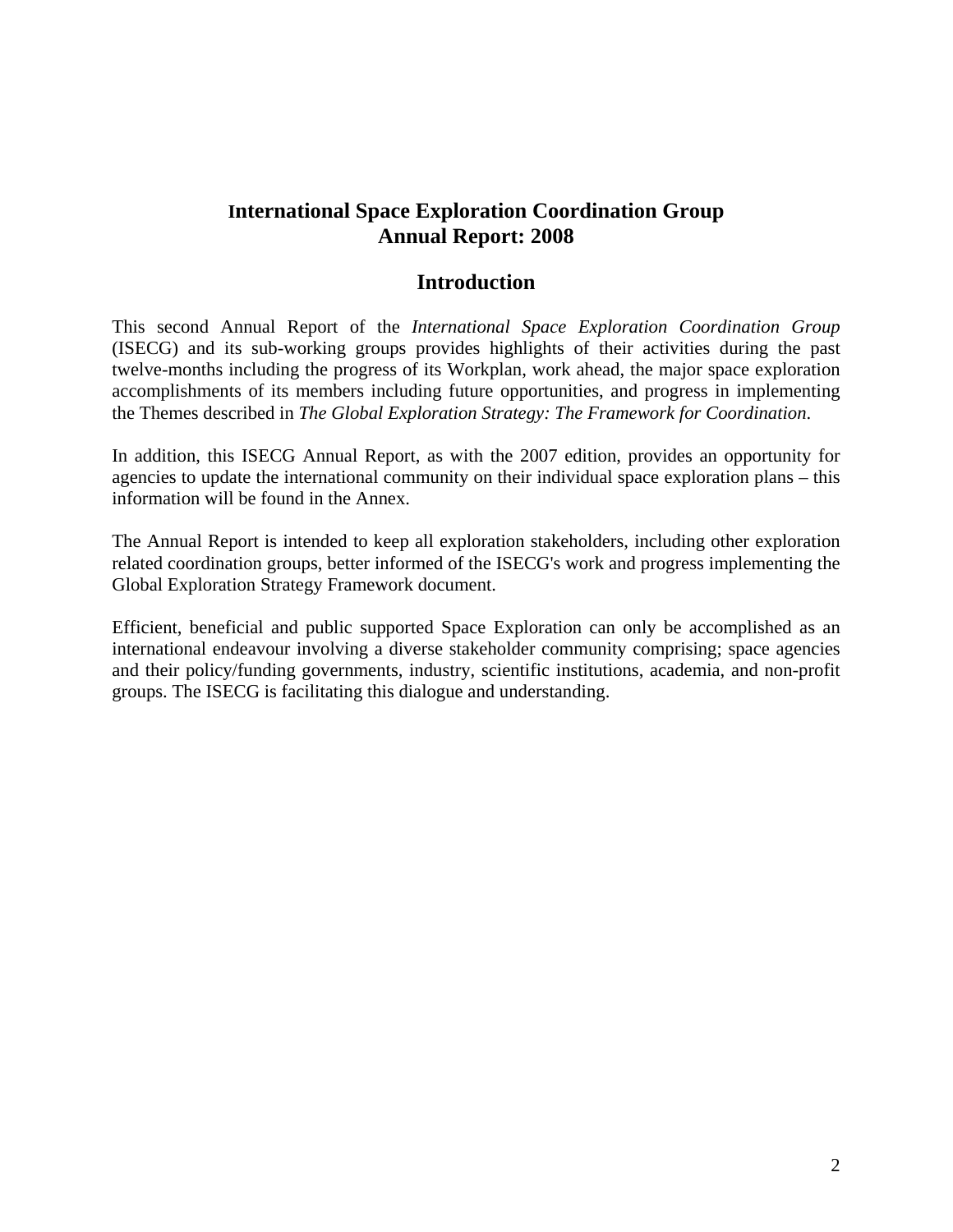# International Space Exploration Coordination Group Annual Report: 2008

## Introduction

This second Annual Report of the *International Space Exploration Coordination Group* (ISECG) and its sub-working groups provides highlights of their activities during the past twelve-months including the progress of its Workplan, work ahead, the major space exploration accomplishments of its members including future opportunities, and progress in implementing the Themes described in *The Global Exploration Strategy: The Framework for Coordination*.

In addition, this ISECG Annual Report, as with the 2007 edition, provides an opportunity for agencies to update the international community on their individual space exploration plans – this information will be found in the Annex.

The Annual Report is intended to keep all exploration stakeholders, including other exploration related coordination groups, better informed of the ISECG's work and progress implementing the Global Exploration Strategy Framework document.

Efficient, beneficial and public supported Space Exploration can only be accomplished as an international endeavour involving a diverse stakeholder community comprising; space agencies and their policy/funding governments, industry, scientific institutions, academia, and non-profit groups. The ISECG is facilitating this dialogue and understanding.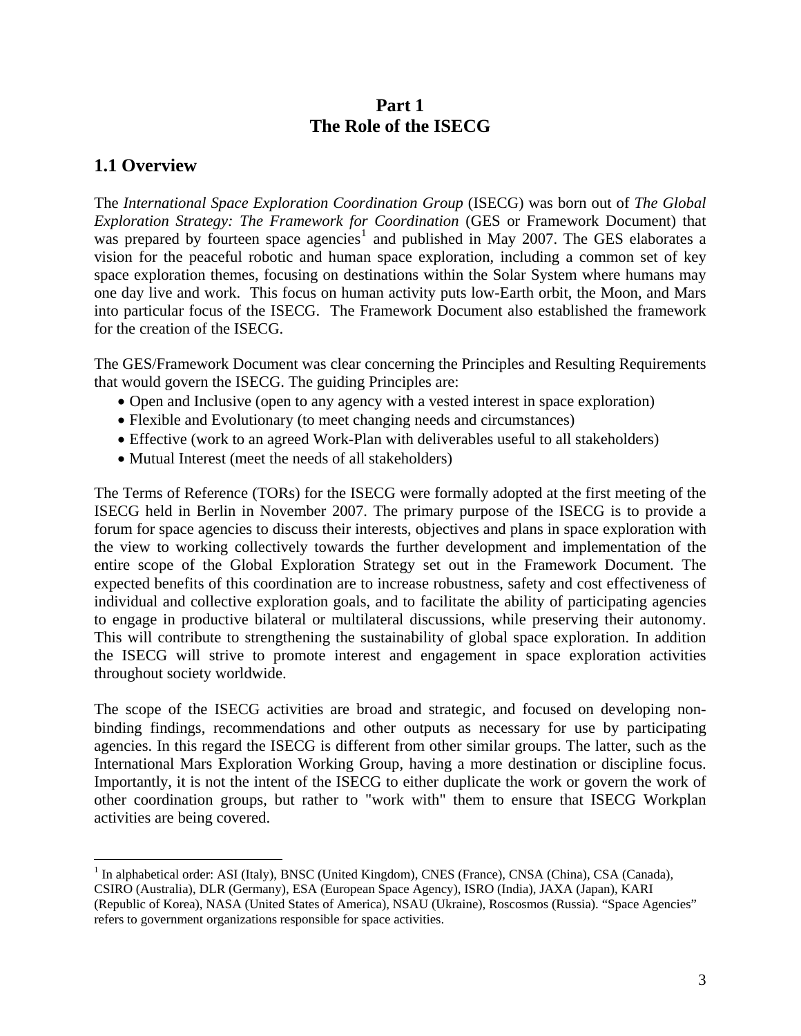# Part 1
# The Role of the ISECG

## 1.1 Overview

The *International Space Exploration Coordination Group* (ISECG) was born out of *The Global Exploration Strategy: The Framework for Coordination* (GES or Framework Document) that was prepared by fourteen space agencies[1] and published in May 2007. The GES elaborates a vision for the peaceful robotic and human space exploration, including a common set of key space exploration themes, focusing on destinations within the Solar System where humans may one day live and work. This focus on human activity puts low-Earth orbit, the Moon, and Mars into particular focus of the ISECG. The Framework Document also established the framework for the creation of the ISECG.

The GES/Framework Document was clear concerning the Principles and Resulting Requirements that would govern the ISECG. The guiding Principles are:

- Open and Inclusive (open to any agency with a vested interest in space exploration)
- Flexible and Evolutionary (to meet changing needs and circumstances)
- Effective (work to an agreed Work-Plan with deliverables useful to all stakeholders)
- Mutual Interest (meet the needs of all stakeholders)

The Terms of Reference (TORs) for the ISECG were formally adopted at the first meeting of the ISECG held in Berlin in November 2007. The primary purpose of the ISECG is to provide a forum for space agencies to discuss their interests, objectives and plans in space exploration with the view to working collectively towards the further development and implementation of the entire scope of the Global Exploration Strategy set out in the Framework Document. The expected benefits of this coordination are to increase robustness, safety and cost effectiveness of individual and collective exploration goals, and to facilitate the ability of participating agencies to engage in productive bilateral or multilateral discussions, while preserving their autonomy. This will contribute to strengthening the sustainability of global space exploration. In addition the ISECG will strive to promote interest and engagement in space exploration activities throughout society worldwide.

The scope of the ISECG activities are broad and strategic, and focused on developing non-binding findings, recommendations and other outputs as necessary for use by participating agencies. In this regard the ISECG is different from other similar groups. The latter, such as the International Mars Exploration Working Group, having a more destination or discipline focus. Importantly, it is not the intent of the ISECG to either duplicate the work or govern the work of other coordination groups, but rather to "work with" them to ensure that ISECG Workplan activities are being covered.

---

[1] In alphabetical order: ASI (Italy), BNSC (United Kingdom), CNES (France), CNSA (China), CSA (Canada), CSIRO (Australia), DLR (Germany), ESA (European Space Agency), ISRO (India), JAXA (Japan), KARI (Republic of Korea), NASA (United States of America), NSAU (Ukraine), Roscosmos (Russia). "Space Agencies" refers to government organizations responsible for space activities.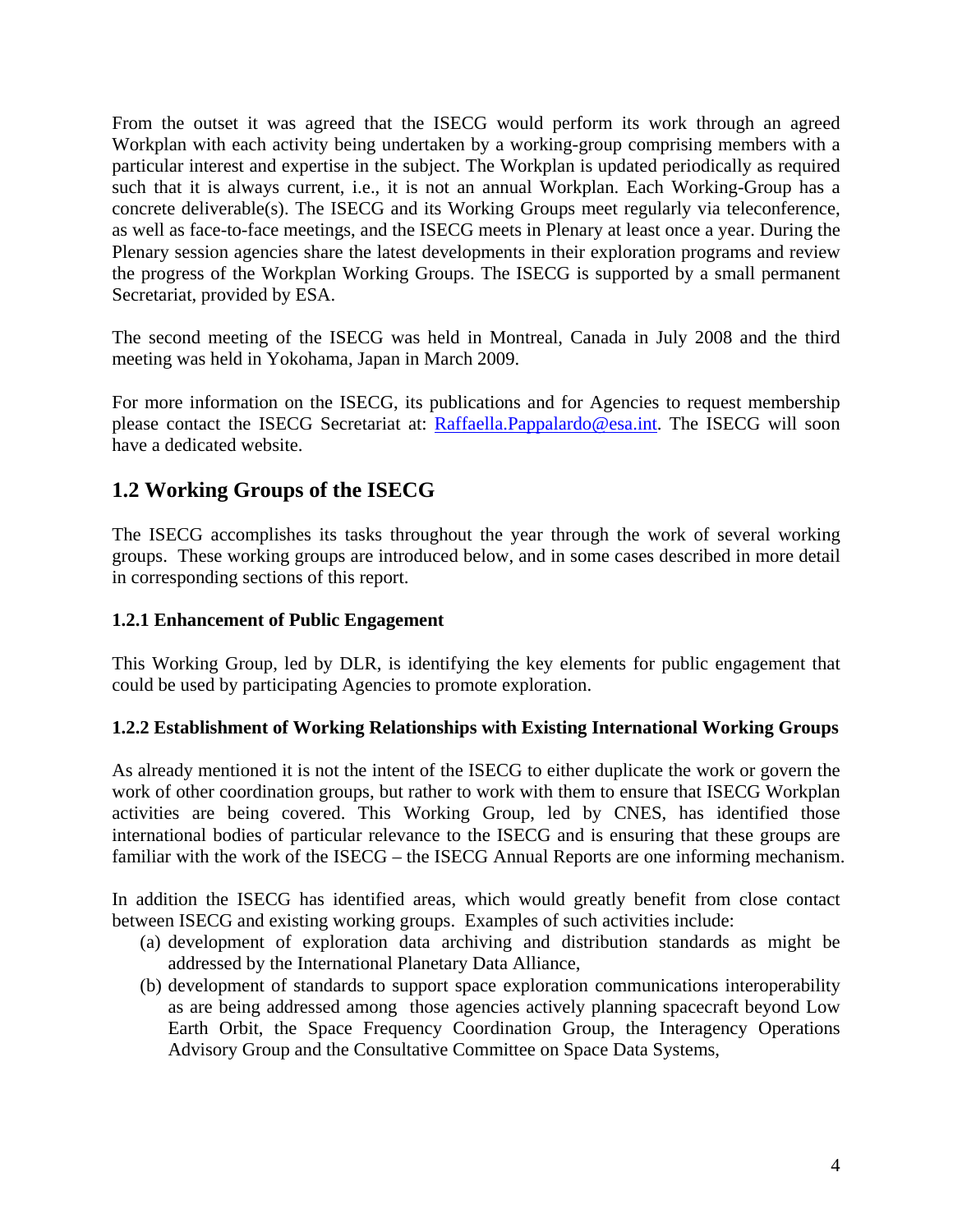From the outset it was agreed that the ISECG would perform its work through an agreed Workplan with each activity being undertaken by a working-group comprising members with a particular interest and expertise in the subject. The Workplan is updated periodically as required such that it is always current, i.e., it is not an annual Workplan. Each Working-Group has a concrete deliverable(s). The ISECG and its Working Groups meet regularly via teleconference, as well as face-to-face meetings, and the ISECG meets in Plenary at least once a year. During the Plenary session agencies share the latest developments in their exploration programs and review the progress of the Workplan Working Groups. The ISECG is supported by a small permanent Secretariat, provided by ESA.

The second meeting of the ISECG was held in Montreal, Canada in July 2008 and the third meeting was held in Yokohama, Japan in March 2009.

For more information on the ISECG, its publications and for Agencies to request membership please contact the ISECG Secretariat at: Raffaella.Pappalardo@esa.int. The ISECG will soon have a dedicated website.

## 1.2 Working Groups of the ISECG

The ISECG accomplishes its tasks throughout the year through the work of several working groups. These working groups are introduced below, and in some cases described in more detail in corresponding sections of this report.

### 1.2.1 Enhancement of Public Engagement

This Working Group, led by DLR, is identifying the key elements for public engagement that could be used by participating Agencies to promote exploration.

### 1.2.2 Establishment of Working Relationships with Existing International Working Groups

As already mentioned it is not the intent of the ISECG to either duplicate the work or govern the work of other coordination groups, but rather to work with them to ensure that ISECG Workplan activities are being covered. This Working Group, led by CNES, has identified those international bodies of particular relevance to the ISECG and is ensuring that these groups are familiar with the work of the ISECG – the ISECG Annual Reports are one informing mechanism.

In addition the ISECG has identified areas, which would greatly benefit from close contact between ISECG and existing working groups. Examples of such activities include:

(a) development of exploration data archiving and distribution standards as might be addressed by the International Planetary Data Alliance,
(b) development of standards to support space exploration communications interoperability as are being addressed among those agencies actively planning spacecraft beyond Low Earth Orbit, the Space Frequency Coordination Group, the Interagency Operations Advisory Group and the Consultative Committee on Space Data Systems,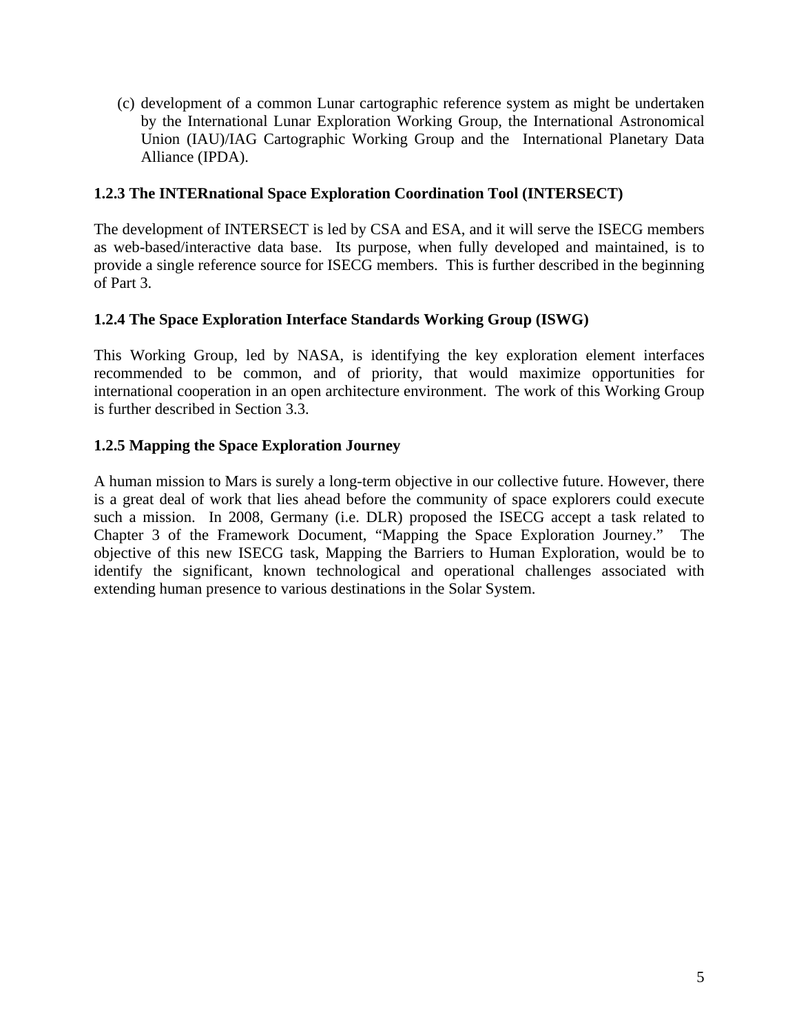(c) development of a common Lunar cartographic reference system as might be undertaken by the International Lunar Exploration Working Group, the International Astronomical Union (IAU)/IAG Cartographic Working Group and the International Planetary Data Alliance (IPDA).

### 1.2.3 The INTERnational Space Exploration Coordination Tool (INTERSECT)

The development of INTERSECT is led by CSA and ESA, and it will serve the ISECG members as web-based/interactive data base. Its purpose, when fully developed and maintained, is to provide a single reference source for ISECG members. This is further described in the beginning of Part 3.

### 1.2.4 The Space Exploration Interface Standards Working Group (ISWG)

This Working Group, led by NASA, is identifying the key exploration element interfaces recommended to be common, and of priority, that would maximize opportunities for international cooperation in an open architecture environment. The work of this Working Group is further described in Section 3.3.

### 1.2.5 Mapping the Space Exploration Journey

A human mission to Mars is surely a long-term objective in our collective future. However, there is a great deal of work that lies ahead before the community of space explorers could execute such a mission. In 2008, Germany (i.e. DLR) proposed the ISECG accept a task related to Chapter 3 of the Framework Document, "Mapping the Space Exploration Journey." The objective of this new ISECG task, Mapping the Barriers to Human Exploration, would be to identify the significant, known technological and operational challenges associated with extending human presence to various destinations in the Solar System.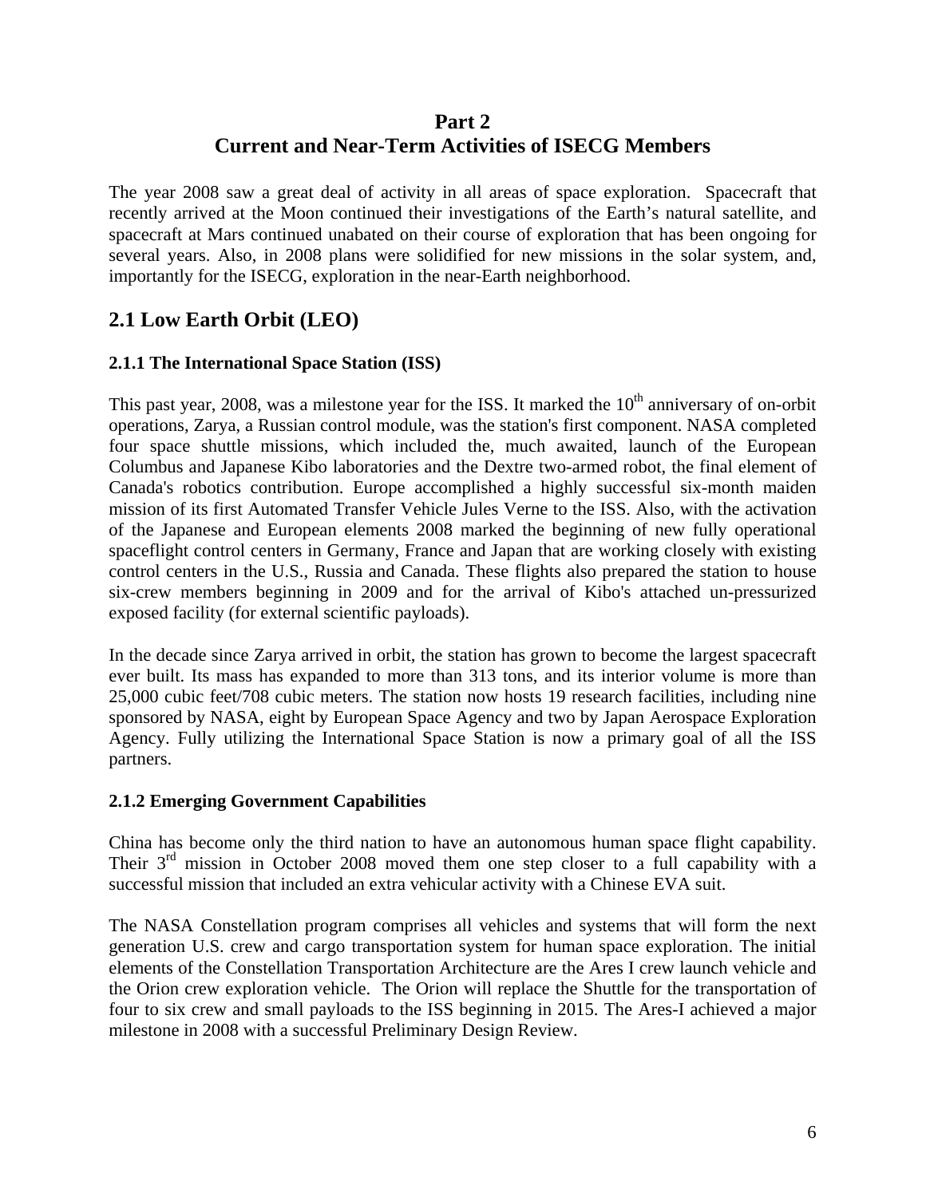# Part 2
# Current and Near-Term Activities of ISECG Members

The year 2008 saw a great deal of activity in all areas of space exploration. Spacecraft that recently arrived at the Moon continued their investigations of the Earth's natural satellite, and spacecraft at Mars continued unabated on their course of exploration that has been ongoing for several years. Also, in 2008 plans were solidified for new missions in the solar system, and, importantly for the ISECG, exploration in the near-Earth neighborhood.

## 2.1 Low Earth Orbit (LEO)

### 2.1.1 The International Space Station (ISS)

This past year, 2008, was a milestone year for the ISS. It marked the 10th anniversary of on-orbit operations, Zarya, a Russian control module, was the station's first component. NASA completed four space shuttle missions, which included the, much awaited, launch of the European Columbus and Japanese Kibo laboratories and the Dextre two-armed robot, the final element of Canada's robotics contribution. Europe accomplished a highly successful six-month maiden mission of its first Automated Transfer Vehicle Jules Verne to the ISS. Also, with the activation of the Japanese and European elements 2008 marked the beginning of new fully operational spaceflight control centers in Germany, France and Japan that are working closely with existing control centers in the U.S., Russia and Canada. These flights also prepared the station to house six-crew members beginning in 2009 and for the arrival of Kibo's attached un-pressurized exposed facility (for external scientific payloads).

In the decade since Zarya arrived in orbit, the station has grown to become the largest spacecraft ever built. Its mass has expanded to more than 313 tons, and its interior volume is more than 25,000 cubic feet/708 cubic meters. The station now hosts 19 research facilities, including nine sponsored by NASA, eight by European Space Agency and two by Japan Aerospace Exploration Agency. Fully utilizing the International Space Station is now a primary goal of all the ISS partners.

### 2.1.2 Emerging Government Capabilities

China has become only the third nation to have an autonomous human space flight capability. Their 3rd mission in October 2008 moved them one step closer to a full capability with a successful mission that included an extra vehicular activity with a Chinese EVA suit.

The NASA Constellation program comprises all vehicles and systems that will form the next generation U.S. crew and cargo transportation system for human space exploration. The initial elements of the Constellation Transportation Architecture are the Ares I crew launch vehicle and the Orion crew exploration vehicle. The Orion will replace the Shuttle for the transportation of four to six crew and small payloads to the ISS beginning in 2015. The Ares-I achieved a major milestone in 2008 with a successful Preliminary Design Review.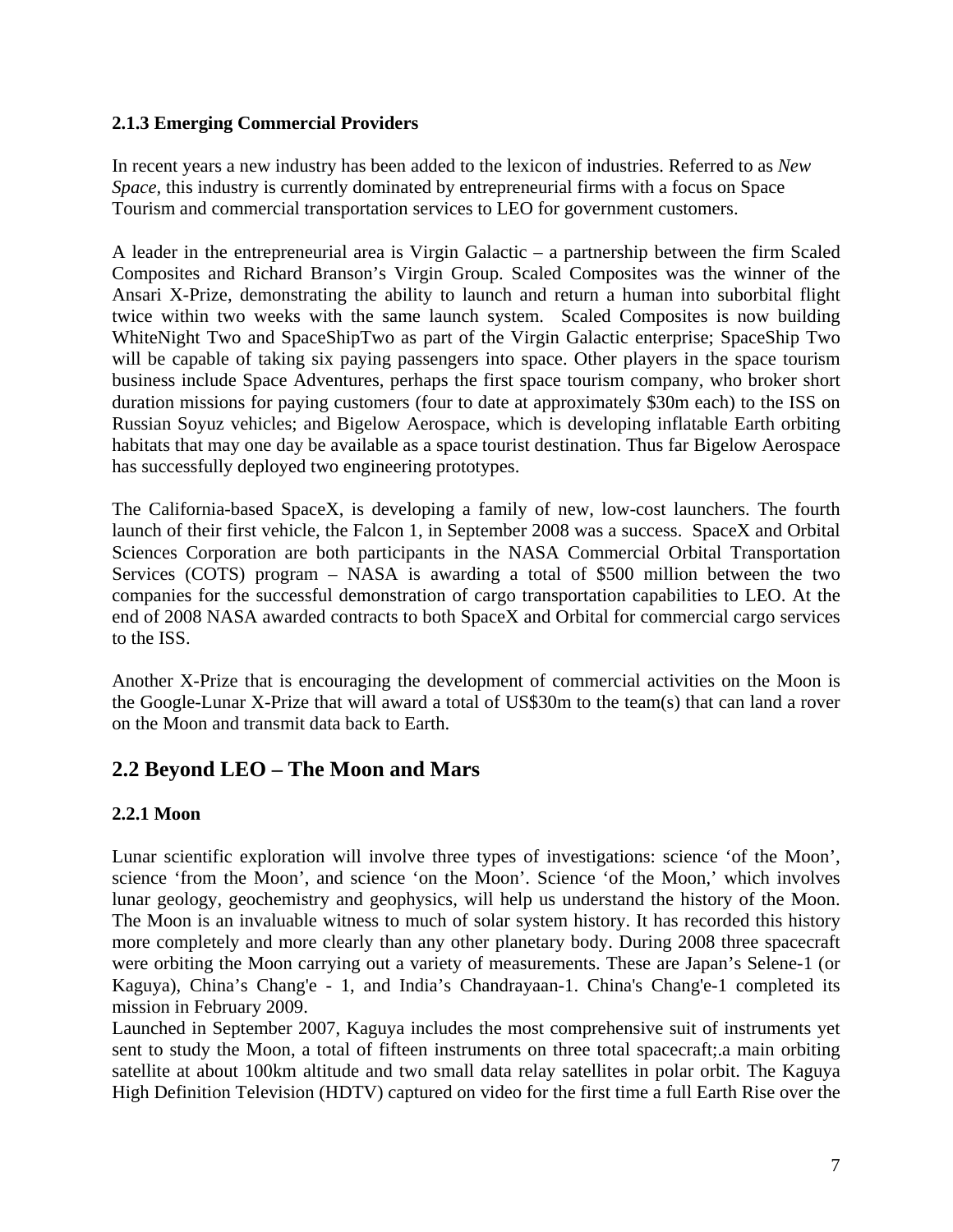### 2.1.3 Emerging Commercial Providers

In recent years a new industry has been added to the lexicon of industries. Referred to as *New Space*, this industry is currently dominated by entrepreneurial firms with a focus on Space Tourism and commercial transportation services to LEO for government customers.

A leader in the entrepreneurial area is Virgin Galactic – a partnership between the firm Scaled Composites and Richard Branson's Virgin Group. Scaled Composites was the winner of the Ansari X-Prize, demonstrating the ability to launch and return a human into suborbital flight twice within two weeks with the same launch system. Scaled Composites is now building WhiteNight Two and SpaceShipTwo as part of the Virgin Galactic enterprise; SpaceShip Two will be capable of taking six paying passengers into space. Other players in the space tourism business include Space Adventures, perhaps the first space tourism company, who broker short duration missions for paying customers (four to date at approximately $30m each) to the ISS on Russian Soyuz vehicles; and Bigelow Aerospace, which is developing inflatable Earth orbiting habitats that may one day be available as a space tourist destination. Thus far Bigelow Aerospace has successfully deployed two engineering prototypes.

The California-based SpaceX, is developing a family of new, low-cost launchers. The fourth launch of their first vehicle, the Falcon 1, in September 2008 was a success. SpaceX and Orbital Sciences Corporation are both participants in the NASA Commercial Orbital Transportation Services (COTS) program – NASA is awarding a total of $500 million between the two companies for the successful demonstration of cargo transportation capabilities to LEO. At the end of 2008 NASA awarded contracts to both SpaceX and Orbital for commercial cargo services to the ISS.

Another X-Prize that is encouraging the development of commercial activities on the Moon is the Google-Lunar X-Prize that will award a total of US$30m to the team(s) that can land a rover on the Moon and transmit data back to Earth.

## 2.2 Beyond LEO – The Moon and Mars

### 2.2.1 Moon

Lunar scientific exploration will involve three types of investigations: science 'of the Moon', science 'from the Moon', and science 'on the Moon'. Science 'of the Moon,' which involves lunar geology, geochemistry and geophysics, will help us understand the history of the Moon. The Moon is an invaluable witness to much of solar system history. It has recorded this history more completely and more clearly than any other planetary body. During 2008 three spacecraft were orbiting the Moon carrying out a variety of measurements. These are Japan's Selene-1 (or Kaguya), China's Chang'e - 1, and India's Chandrayaan-1. China's Chang'e-1 completed its mission in February 2009.

Launched in September 2007, Kaguya includes the most comprehensive suit of instruments yet sent to study the Moon, a total of fifteen instruments on three total spacecraft;.a main orbiting satellite at about 100km altitude and two small data relay satellites in polar orbit. The Kaguya High Definition Television (HDTV) captured on video for the first time a full Earth Rise over the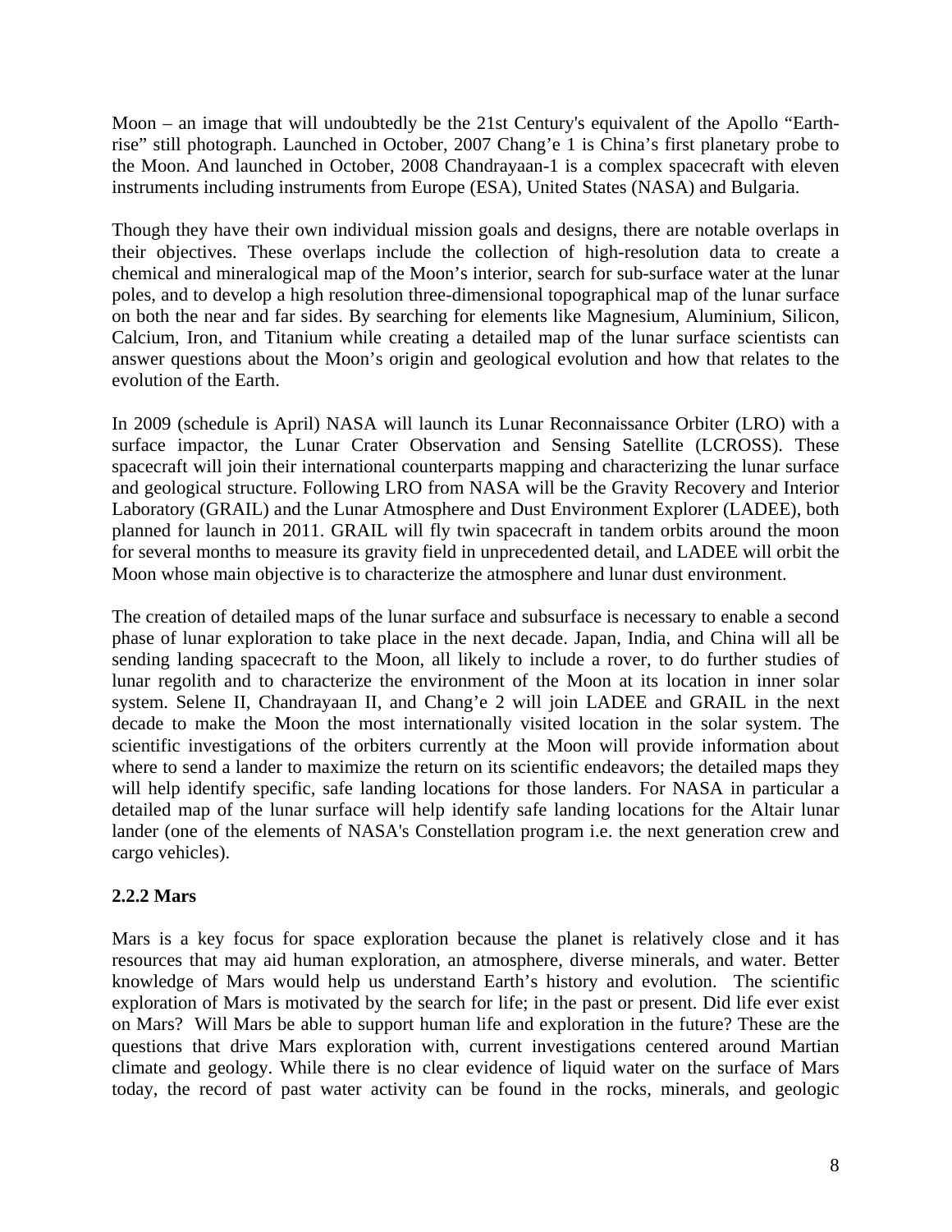Moon – an image that will undoubtedly be the 21st Century's equivalent of the Apollo "Earth-rise" still photograph. Launched in October, 2007 Chang'e 1 is China's first planetary probe to the Moon. And launched in October, 2008 Chandrayaan-1 is a complex spacecraft with eleven instruments including instruments from Europe (ESA), United States (NASA) and Bulgaria.

Though they have their own individual mission goals and designs, there are notable overlaps in their objectives. These overlaps include the collection of high-resolution data to create a chemical and mineralogical map of the Moon's interior, search for sub-surface water at the lunar poles, and to develop a high resolution three-dimensional topographical map of the lunar surface on both the near and far sides. By searching for elements like Magnesium, Aluminium, Silicon, Calcium, Iron, and Titanium while creating a detailed map of the lunar surface scientists can answer questions about the Moon's origin and geological evolution and how that relates to the evolution of the Earth.

In 2009 (schedule is April) NASA will launch its Lunar Reconnaissance Orbiter (LRO) with a surface impactor, the Lunar Crater Observation and Sensing Satellite (LCROSS). These spacecraft will join their international counterparts mapping and characterizing the lunar surface and geological structure. Following LRO from NASA will be the Gravity Recovery and Interior Laboratory (GRAIL) and the Lunar Atmosphere and Dust Environment Explorer (LADEE), both planned for launch in 2011. GRAIL will fly twin spacecraft in tandem orbits around the moon for several months to measure its gravity field in unprecedented detail, and LADEE will orbit the Moon whose main objective is to characterize the atmosphere and lunar dust environment.

The creation of detailed maps of the lunar surface and subsurface is necessary to enable a second phase of lunar exploration to take place in the next decade. Japan, India, and China will all be sending landing spacecraft to the Moon, all likely to include a rover, to do further studies of lunar regolith and to characterize the environment of the Moon at its location in inner solar system. Selene II, Chandrayaan II, and Chang'e 2 will join LADEE and GRAIL in the next decade to make the Moon the most internationally visited location in the solar system. The scientific investigations of the orbiters currently at the Moon will provide information about where to send a lander to maximize the return on its scientific endeavors; the detailed maps they will help identify specific, safe landing locations for those landers. For NASA in particular a detailed map of the lunar surface will help identify safe landing locations for the Altair lunar lander (one of the elements of NASA's Constellation program i.e. the next generation crew and cargo vehicles).

### 2.2.2 Mars

Mars is a key focus for space exploration because the planet is relatively close and it has resources that may aid human exploration, an atmosphere, diverse minerals, and water. Better knowledge of Mars would help us understand Earth's history and evolution. The scientific exploration of Mars is motivated by the search for life; in the past or present. Did life ever exist on Mars? Will Mars be able to support human life and exploration in the future? These are the questions that drive Mars exploration with, current investigations centered around Martian climate and geology. While there is no clear evidence of liquid water on the surface of Mars today, the record of past water activity can be found in the rocks, minerals, and geologic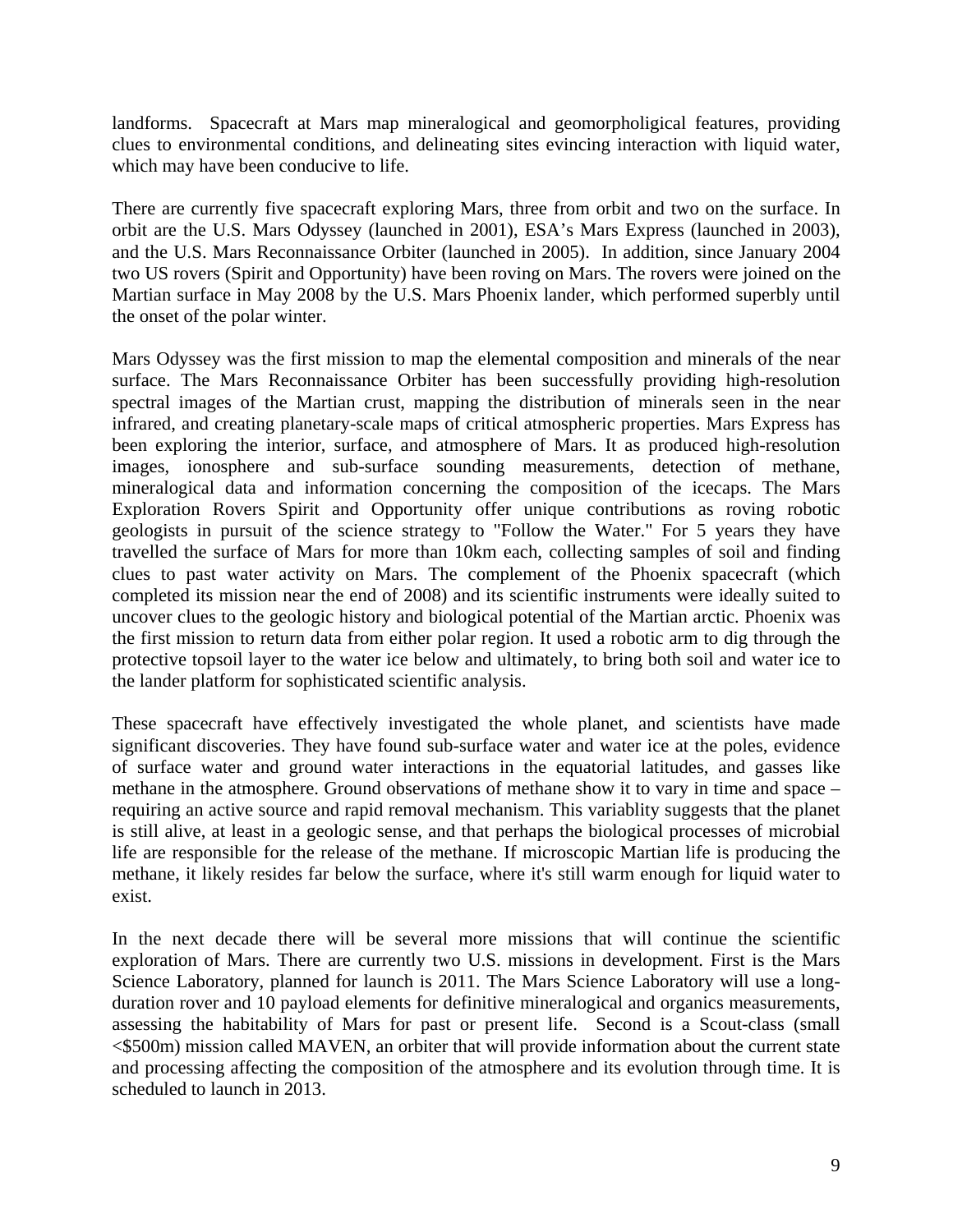landforms. Spacecraft at Mars map mineralogical and geomorpholigical features, providing clues to environmental conditions, and delineating sites evincing interaction with liquid water, which may have been conducive to life.

There are currently five spacecraft exploring Mars, three from orbit and two on the surface. In orbit are the U.S. Mars Odyssey (launched in 2001), ESA's Mars Express (launched in 2003), and the U.S. Mars Reconnaissance Orbiter (launched in 2005). In addition, since January 2004 two US rovers (Spirit and Opportunity) have been roving on Mars. The rovers were joined on the Martian surface in May 2008 by the U.S. Mars Phoenix lander, which performed superbly until the onset of the polar winter.

Mars Odyssey was the first mission to map the elemental composition and minerals of the near surface. The Mars Reconnaissance Orbiter has been successfully providing high-resolution spectral images of the Martian crust, mapping the distribution of minerals seen in the near infrared, and creating planetary-scale maps of critical atmospheric properties. Mars Express has been exploring the interior, surface, and atmosphere of Mars. It as produced high-resolution images, ionosphere and sub-surface sounding measurements, detection of methane, mineralogical data and information concerning the composition of the icecaps. The Mars Exploration Rovers Spirit and Opportunity offer unique contributions as roving robotic geologists in pursuit of the science strategy to "Follow the Water." For 5 years they have travelled the surface of Mars for more than 10km each, collecting samples of soil and finding clues to past water activity on Mars. The complement of the Phoenix spacecraft (which completed its mission near the end of 2008) and its scientific instruments were ideally suited to uncover clues to the geologic history and biological potential of the Martian arctic. Phoenix was the first mission to return data from either polar region. It used a robotic arm to dig through the protective topsoil layer to the water ice below and ultimately, to bring both soil and water ice to the lander platform for sophisticated scientific analysis.

These spacecraft have effectively investigated the whole planet, and scientists have made significant discoveries. They have found sub-surface water and water ice at the poles, evidence of surface water and ground water interactions in the equatorial latitudes, and gasses like methane in the atmosphere. Ground observations of methane show it to vary in time and space – requiring an active source and rapid removal mechanism. This variablity suggests that the planet is still alive, at least in a geologic sense, and that perhaps the biological processes of microbial life are responsible for the release of the methane. If microscopic Martian life is producing the methane, it likely resides far below the surface, where it's still warm enough for liquid water to exist.

In the next decade there will be several more missions that will continue the scientific exploration of Mars. There are currently two U.S. missions in development. First is the Mars Science Laboratory, planned for launch is 2011. The Mars Science Laboratory will use a long-duration rover and 10 payload elements for definitive mineralogical and organics measurements, assessing the habitability of Mars for past or present life. Second is a Scout-class (small <$500m) mission called MAVEN, an orbiter that will provide information about the current state and processing affecting the composition of the atmosphere and its evolution through time. It is scheduled to launch in 2013.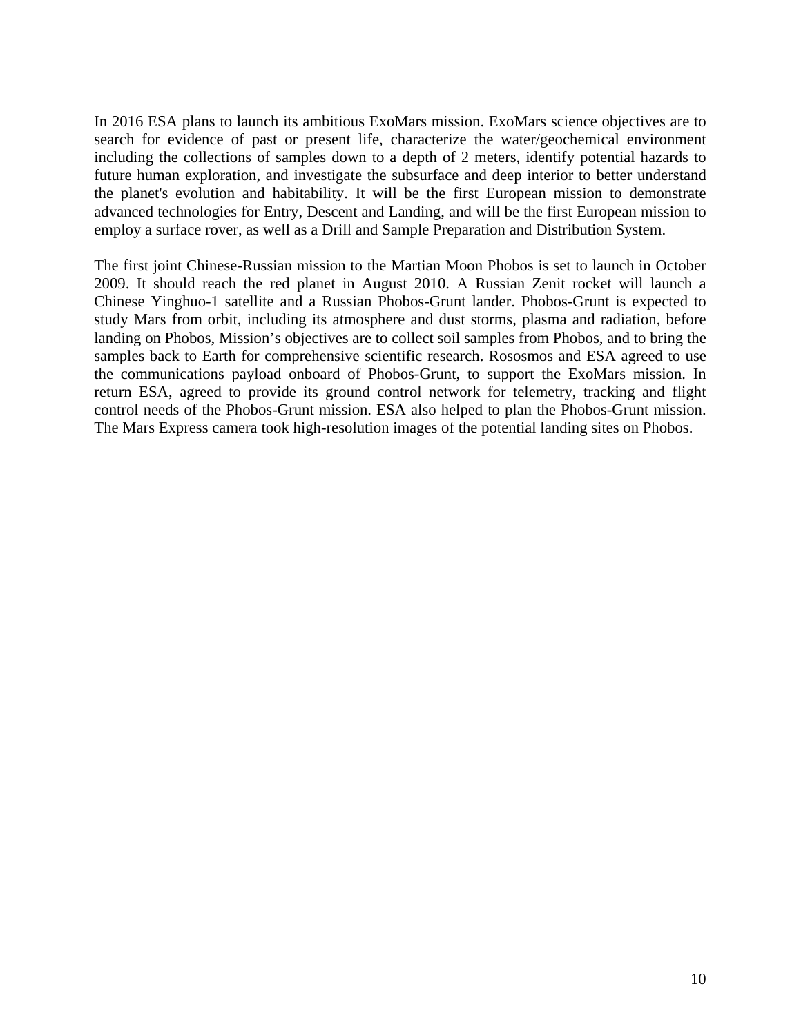In 2016 ESA plans to launch its ambitious ExoMars mission. ExoMars science objectives are to search for evidence of past or present life, characterize the water/geochemical environment including the collections of samples down to a depth of 2 meters, identify potential hazards to future human exploration, and investigate the subsurface and deep interior to better understand the planet's evolution and habitability. It will be the first European mission to demonstrate advanced technologies for Entry, Descent and Landing, and will be the first European mission to employ a surface rover, as well as a Drill and Sample Preparation and Distribution System.

The first joint Chinese-Russian mission to the Martian Moon Phobos is set to launch in October 2009. It should reach the red planet in August 2010. A Russian Zenit rocket will launch a Chinese Yinghuo-1 satellite and a Russian Phobos-Grunt lander. Phobos-Grunt is expected to study Mars from orbit, including its atmosphere and dust storms, plasma and radiation, before landing on Phobos, Mission's objectives are to collect soil samples from Phobos, and to bring the samples back to Earth for comprehensive scientific research. Rososmos and ESA agreed to use the communications payload onboard of Phobos-Grunt, to support the ExoMars mission. In return ESA, agreed to provide its ground control network for telemetry, tracking and flight control needs of the Phobos-Grunt mission. ESA also helped to plan the Phobos-Grunt mission. The Mars Express camera took high-resolution images of the potential landing sites on Phobos.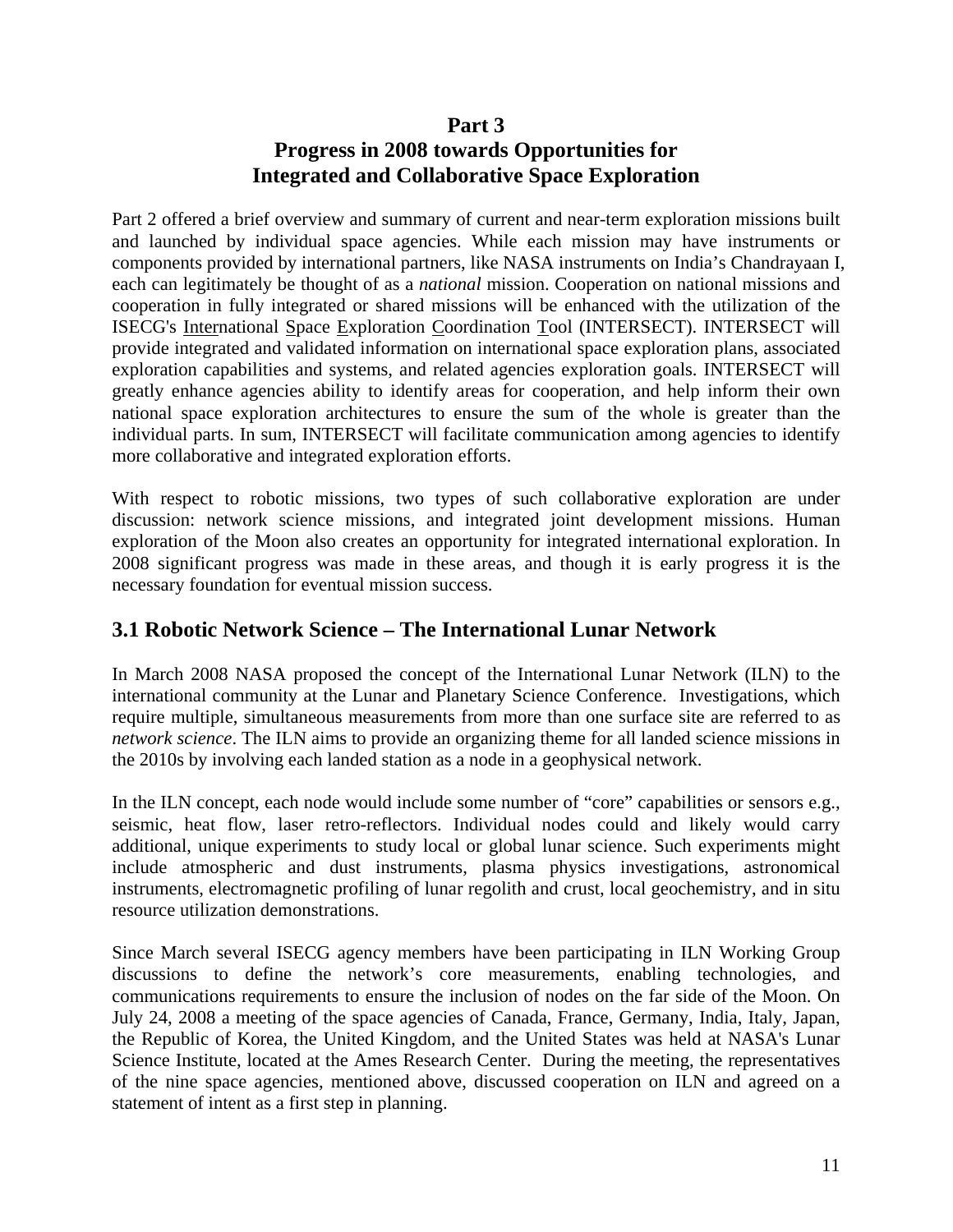# Part 3
# Progress in 2008 towards Opportunities for Integrated and Collaborative Space Exploration

Part 2 offered a brief overview and summary of current and near-term exploration missions built and launched by individual space agencies. While each mission may have instruments or components provided by international partners, like NASA instruments on India's Chandrayaan I, each can legitimately be thought of as a *national* mission. Cooperation on national missions and cooperation in fully integrated or shared missions will be enhanced with the utilization of the ISECG's International Space Exploration Coordination Tool (INTERSECT). INTERSECT will provide integrated and validated information on international space exploration plans, associated exploration capabilities and systems, and related agencies exploration goals. INTERSECT will greatly enhance agencies ability to identify areas for cooperation, and help inform their own national space exploration architectures to ensure the sum of the whole is greater than the individual parts. In sum, INTERSECT will facilitate communication among agencies to identify more collaborative and integrated exploration efforts.

With respect to robotic missions, two types of such collaborative exploration are under discussion: network science missions, and integrated joint development missions. Human exploration of the Moon also creates an opportunity for integrated international exploration. In 2008 significant progress was made in these areas, and though it is early progress it is the necessary foundation for eventual mission success.

## 3.1 Robotic Network Science – The International Lunar Network

In March 2008 NASA proposed the concept of the International Lunar Network (ILN) to the international community at the Lunar and Planetary Science Conference. Investigations, which require multiple, simultaneous measurements from more than one surface site are referred to as *network science*. The ILN aims to provide an organizing theme for all landed science missions in the 2010s by involving each landed station as a node in a geophysical network.

In the ILN concept, each node would include some number of "core" capabilities or sensors e.g., seismic, heat flow, laser retro-reflectors. Individual nodes could and likely would carry additional, unique experiments to study local or global lunar science. Such experiments might include atmospheric and dust instruments, plasma physics investigations, astronomical instruments, electromagnetic profiling of lunar regolith and crust, local geochemistry, and in situ resource utilization demonstrations.

Since March several ISECG agency members have been participating in ILN Working Group discussions to define the network's core measurements, enabling technologies, and communications requirements to ensure the inclusion of nodes on the far side of the Moon. On July 24, 2008 a meeting of the space agencies of Canada, France, Germany, India, Italy, Japan, the Republic of Korea, the United Kingdom, and the United States was held at NASA's Lunar Science Institute, located at the Ames Research Center. During the meeting, the representatives of the nine space agencies, mentioned above, discussed cooperation on ILN and agreed on a statement of intent as a first step in planning.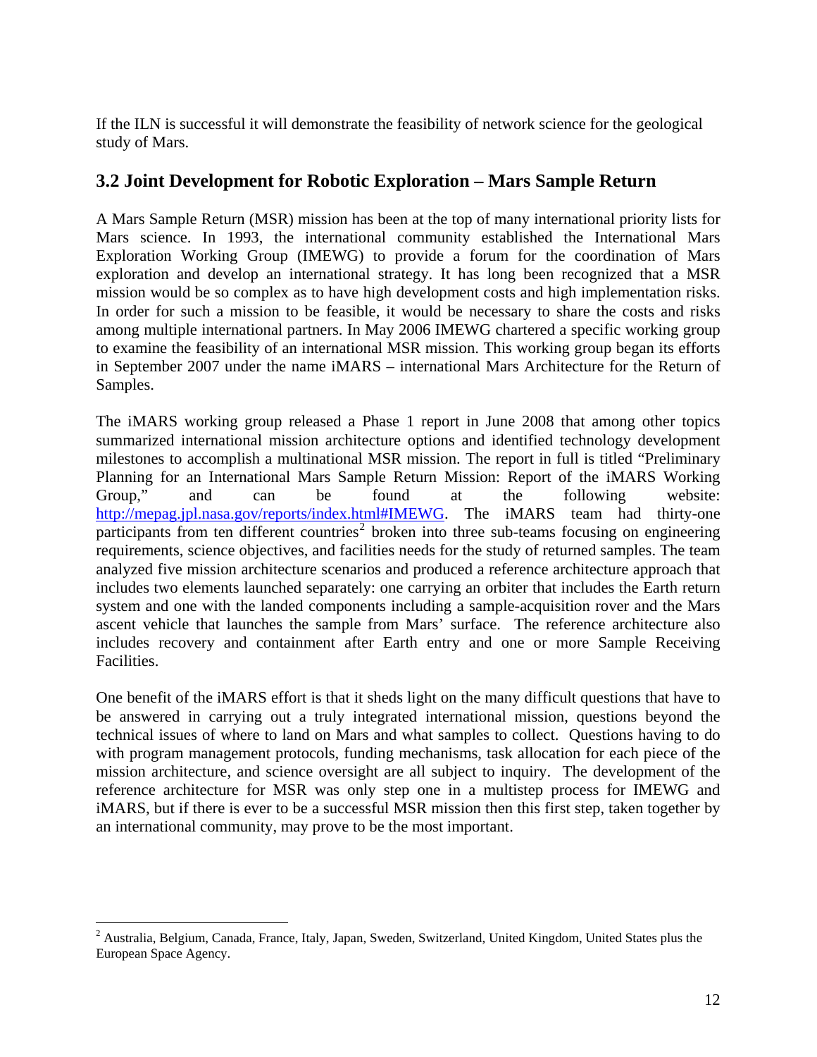If the ILN is successful it will demonstrate the feasibility of network science for the geological study of Mars.

## 3.2 Joint Development for Robotic Exploration – Mars Sample Return

A Mars Sample Return (MSR) mission has been at the top of many international priority lists for Mars science. In 1993, the international community established the International Mars Exploration Working Group (IMEWG) to provide a forum for the coordination of Mars exploration and develop an international strategy. It has long been recognized that a MSR mission would be so complex as to have high development costs and high implementation risks. In order for such a mission to be feasible, it would be necessary to share the costs and risks among multiple international partners. In May 2006 IMEWG chartered a specific working group to examine the feasibility of an international MSR mission. This working group began its efforts in September 2007 under the name iMARS – international Mars Architecture for the Return of Samples.

The iMARS working group released a Phase 1 report in June 2008 that among other topics summarized international mission architecture options and identified technology development milestones to accomplish a multinational MSR mission. The report in full is titled "Preliminary Planning for an International Mars Sample Return Mission: Report of the iMARS Working Group," and can be found at the following website: http://mepag.jpl.nasa.gov/reports/index.html#IMEWG. The iMARS team had thirty-one participants from ten different countries[2] broken into three sub-teams focusing on engineering requirements, science objectives, and facilities needs for the study of returned samples. The team analyzed five mission architecture scenarios and produced a reference architecture approach that includes two elements launched separately: one carrying an orbiter that includes the Earth return system and one with the landed components including a sample-acquisition rover and the Mars ascent vehicle that launches the sample from Mars' surface. The reference architecture also includes recovery and containment after Earth entry and one or more Sample Receiving Facilities.

One benefit of the iMARS effort is that it sheds light on the many difficult questions that have to be answered in carrying out a truly integrated international mission, questions beyond the technical issues of where to land on Mars and what samples to collect. Questions having to do with program management protocols, funding mechanisms, task allocation for each piece of the mission architecture, and science oversight are all subject to inquiry. The development of the reference architecture for MSR was only step one in a multistep process for IMEWG and iMARS, but if there is ever to be a successful MSR mission then this first step, taken together by an international community, may prove to be the most important.

[2] Australia, Belgium, Canada, France, Italy, Japan, Sweden, Switzerland, United Kingdom, United States plus the European Space Agency.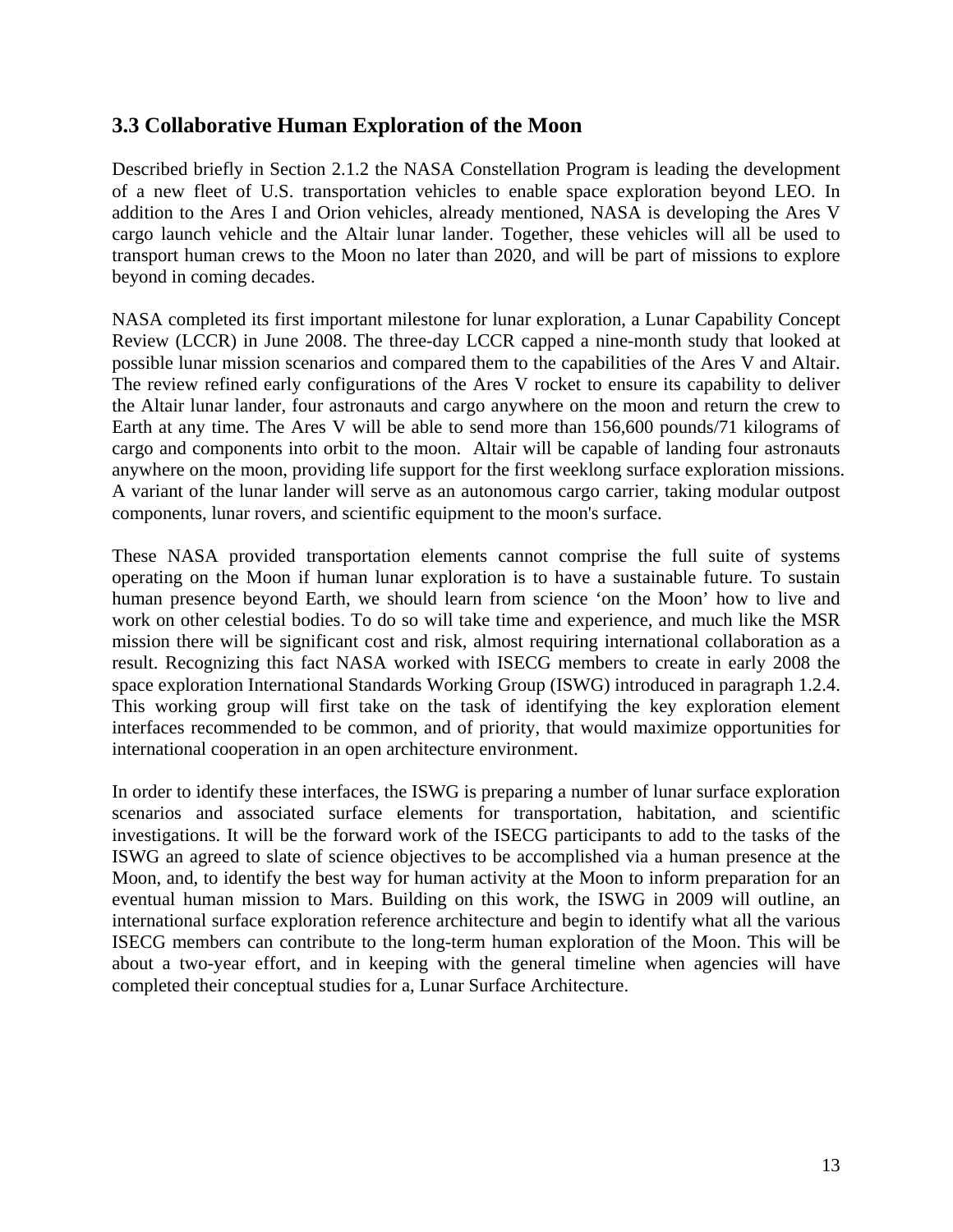## 3.3 Collaborative Human Exploration of the Moon

Described briefly in Section 2.1.2 the NASA Constellation Program is leading the development of a new fleet of U.S. transportation vehicles to enable space exploration beyond LEO. In addition to the Ares I and Orion vehicles, already mentioned, NASA is developing the Ares V cargo launch vehicle and the Altair lunar lander. Together, these vehicles will all be used to transport human crews to the Moon no later than 2020, and will be part of missions to explore beyond in coming decades.

NASA completed its first important milestone for lunar exploration, a Lunar Capability Concept Review (LCCR) in June 2008. The three-day LCCR capped a nine-month study that looked at possible lunar mission scenarios and compared them to the capabilities of the Ares V and Altair. The review refined early configurations of the Ares V rocket to ensure its capability to deliver the Altair lunar lander, four astronauts and cargo anywhere on the moon and return the crew to Earth at any time. The Ares V will be able to send more than 156,600 pounds/71 kilograms of cargo and components into orbit to the moon. Altair will be capable of landing four astronauts anywhere on the moon, providing life support for the first weeklong surface exploration missions. A variant of the lunar lander will serve as an autonomous cargo carrier, taking modular outpost components, lunar rovers, and scientific equipment to the moon's surface.

These NASA provided transportation elements cannot comprise the full suite of systems operating on the Moon if human lunar exploration is to have a sustainable future. To sustain human presence beyond Earth, we should learn from science 'on the Moon' how to live and work on other celestial bodies. To do so will take time and experience, and much like the MSR mission there will be significant cost and risk, almost requiring international collaboration as a result. Recognizing this fact NASA worked with ISECG members to create in early 2008 the space exploration International Standards Working Group (ISWG) introduced in paragraph 1.2.4. This working group will first take on the task of identifying the key exploration element interfaces recommended to be common, and of priority, that would maximize opportunities for international cooperation in an open architecture environment.

In order to identify these interfaces, the ISWG is preparing a number of lunar surface exploration scenarios and associated surface elements for transportation, habitation, and scientific investigations. It will be the forward work of the ISECG participants to add to the tasks of the ISWG an agreed to slate of science objectives to be accomplished via a human presence at the Moon, and, to identify the best way for human activity at the Moon to inform preparation for an eventual human mission to Mars. Building on this work, the ISWG in 2009 will outline, an international surface exploration reference architecture and begin to identify what all the various ISECG members can contribute to the long-term human exploration of the Moon. This will be about a two-year effort, and in keeping with the general timeline when agencies will have completed their conceptual studies for a, Lunar Surface Architecture.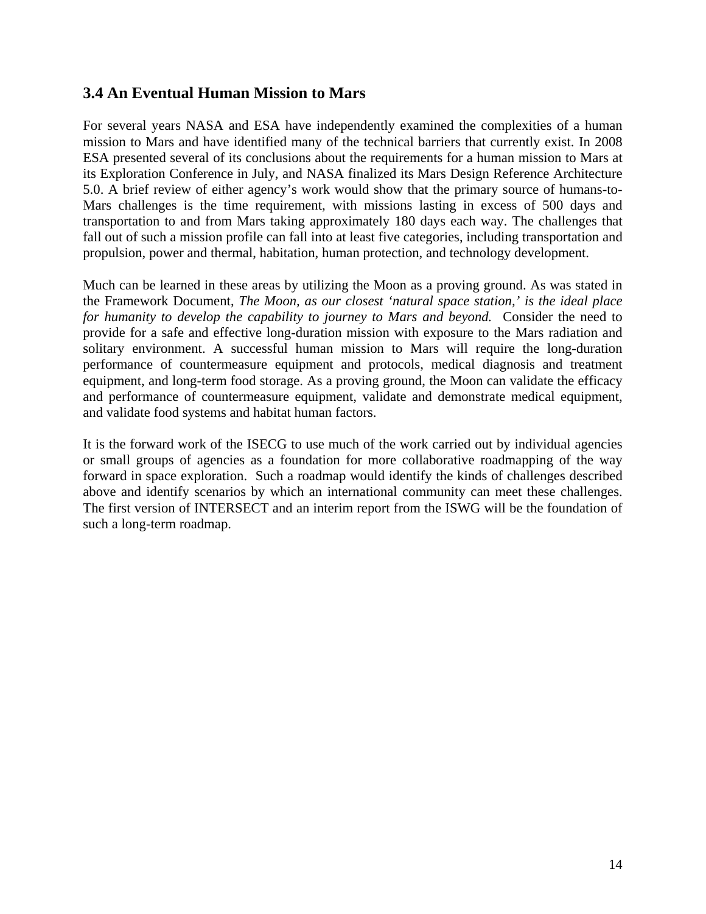## 3.4 An Eventual Human Mission to Mars

For several years NASA and ESA have independently examined the complexities of a human mission to Mars and have identified many of the technical barriers that currently exist. In 2008 ESA presented several of its conclusions about the requirements for a human mission to Mars at its Exploration Conference in July, and NASA finalized its Mars Design Reference Architecture 5.0. A brief review of either agency's work would show that the primary source of humans-to-Mars challenges is the time requirement, with missions lasting in excess of 500 days and transportation to and from Mars taking approximately 180 days each way. The challenges that fall out of such a mission profile can fall into at least five categories, including transportation and propulsion, power and thermal, habitation, human protection, and technology development.

Much can be learned in these areas by utilizing the Moon as a proving ground. As was stated in the Framework Document, *The Moon, as our closest 'natural space station,' is the ideal place for humanity to develop the capability to journey to Mars and beyond.* Consider the need to provide for a safe and effective long-duration mission with exposure to the Mars radiation and solitary environment. A successful human mission to Mars will require the long-duration performance of countermeasure equipment and protocols, medical diagnosis and treatment equipment, and long-term food storage. As a proving ground, the Moon can validate the efficacy and performance of countermeasure equipment, validate and demonstrate medical equipment, and validate food systems and habitat human factors.

It is the forward work of the ISECG to use much of the work carried out by individual agencies or small groups of agencies as a foundation for more collaborative roadmapping of the way forward in space exploration. Such a roadmap would identify the kinds of challenges described above and identify scenarios by which an international community can meet these challenges. The first version of INTERSECT and an interim report from the ISWG will be the foundation of such a long-term roadmap.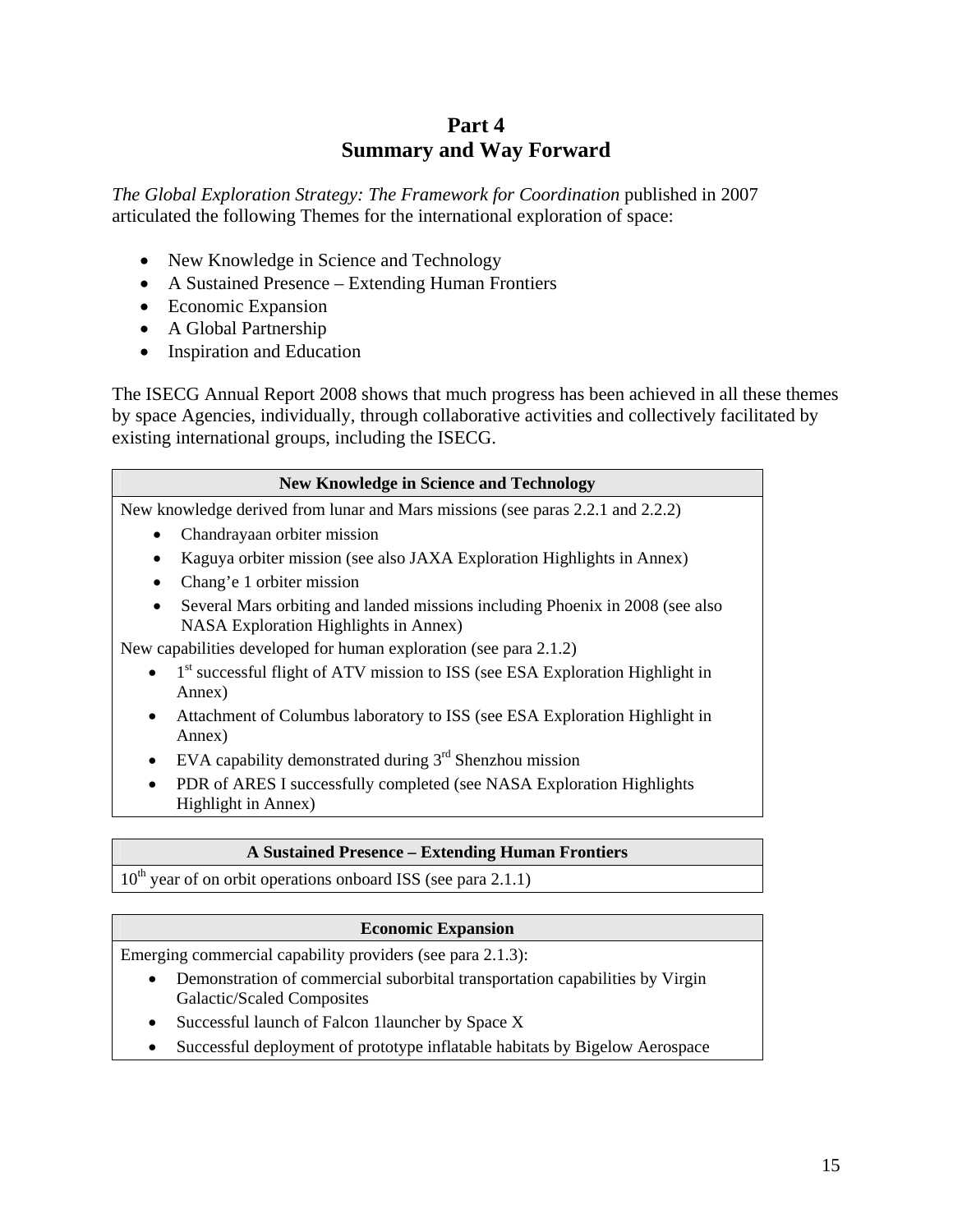# Part 4
# Summary and Way Forward

*The Global Exploration Strategy: The Framework for Coordination* published in 2007 articulated the following Themes for the international exploration of space:

- New Knowledge in Science and Technology
- A Sustained Presence – Extending Human Frontiers
- Economic Expansion
- A Global Partnership
- Inspiration and Education

The ISECG Annual Report 2008 shows that much progress has been achieved in all these themes by space Agencies, individually, through collaborative activities and collectively facilitated by existing international groups, including the ISECG.

| **New Knowledge in Science and Technology** |
|---|
| New knowledge derived from lunar and Mars missions (see paras 2.2.1 and 2.2.2)<br>• Chandrayaan orbiter mission<br>• Kaguya orbiter mission (see also JAXA Exploration Highlights in Annex)<br>• Chang'e 1 orbiter mission<br>• Several Mars orbiting and landed missions including Phoenix in 2008 (see also NASA Exploration Highlights in Annex)<br>New capabilities developed for human exploration (see para 2.1.2)<br>• 1st successful flight of ATV mission to ISS (see ESA Exploration Highlight in Annex)<br>• Attachment of Columbus laboratory to ISS (see ESA Exploration Highlight in Annex)<br>• EVA capability demonstrated during 3rd Shenzhou mission<br>• PDR of ARES I successfully completed (see NASA Exploration Highlights Highlight in Annex) |

| **A Sustained Presence – Extending Human Frontiers** |
|---|
| 10th year of on orbit operations onboard ISS (see para 2.1.1) |

| **Economic Expansion** |
|---|
| Emerging commercial capability providers (see para 2.1.3):<br>• Demonstration of commercial suborbital transportation capabilities by Virgin Galactic/Scaled Composites<br>• Successful launch of Falcon 1launcher by Space X<br>• Successful deployment of prototype inflatable habitats by Bigelow Aerospace |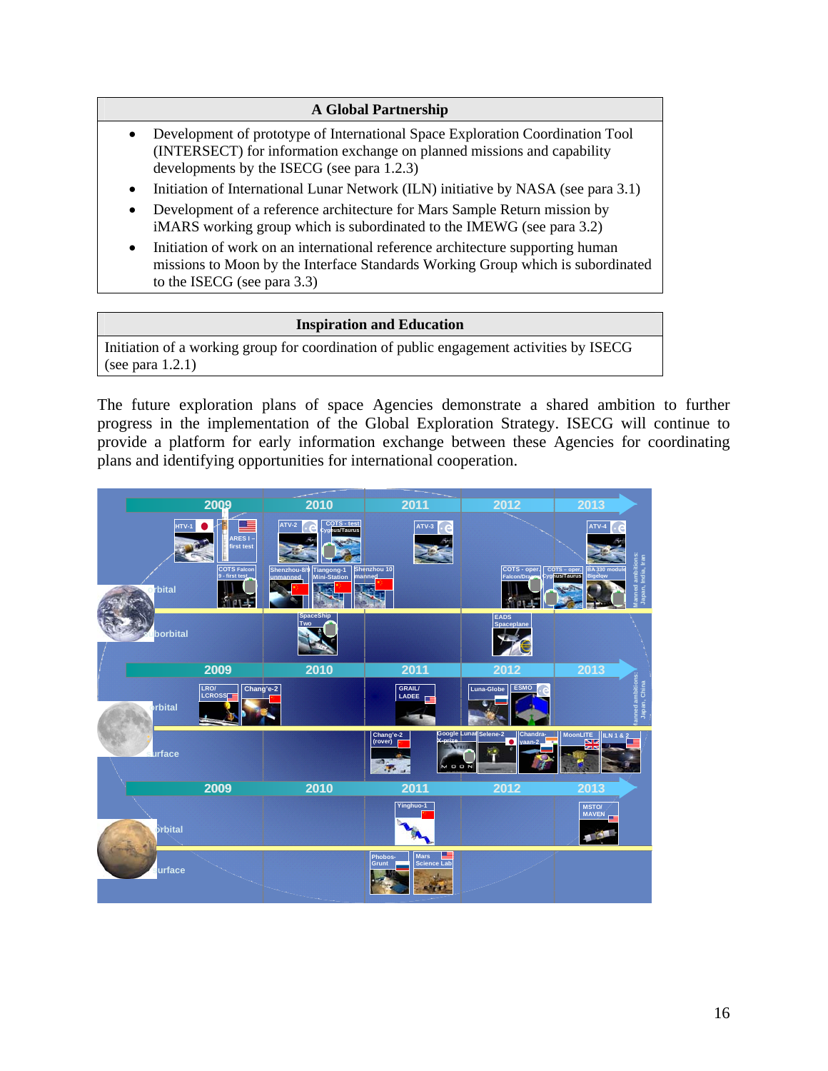| A Global Partnership |
|---|
| • Development of prototype of International Space Exploration Coordination Tool (INTERSECT) for information exchange on planned missions and capability developments by the ISECG (see para 1.2.3)<br>• Initiation of International Lunar Network (ILN) initiative by NASA (see para 3.1)<br>• Development of a reference architecture for Mars Sample Return mission by iMARS working group which is subordinated to the IMEWG (see para 3.2)<br>• Initiation of work on an international reference architecture supporting human missions to Moon by the Interface Standards Working Group which is subordinated to the ISECG (see para 3.3) |

| Inspiration and Education |
|---|
| Initiation of a working group for coordination of public engagement activities by ISECG (see para 1.2.1) |

The future exploration plans of space Agencies demonstrate a shared ambition to further progress in the implementation of the Global Exploration Strategy. ISECG will continue to provide a platform for early information exchange between these Agencies for coordinating plans and identifying opportunities for international cooperation.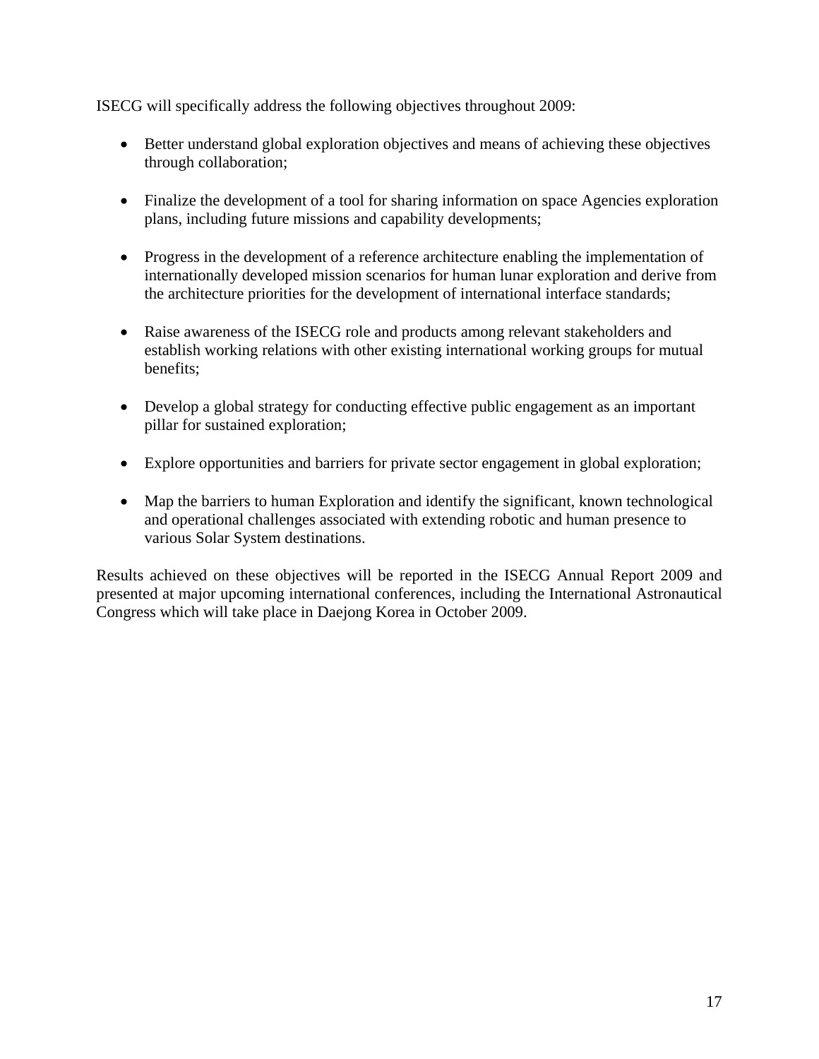ISECG will specifically address the following objectives throughout 2009:

- Better understand global exploration objectives and means of achieving these objectives through collaboration;
- Finalize the development of a tool for sharing information on space Agencies exploration plans, including future missions and capability developments;
- Progress in the development of a reference architecture enabling the implementation of internationally developed mission scenarios for human lunar exploration and derive from the architecture priorities for the development of international interface standards;
- Raise awareness of the ISECG role and products among relevant stakeholders and establish working relations with other existing international working groups for mutual benefits;
- Develop a global strategy for conducting effective public engagement as an important pillar for sustained exploration;
- Explore opportunities and barriers for private sector engagement in global exploration;
- Map the barriers to human Exploration and identify the significant, known technological and operational challenges associated with extending robotic and human presence to various Solar System destinations.

Results achieved on these objectives will be reported in the ISECG Annual Report 2009 and presented at major upcoming international conferences, including the International Astronautical Congress which will take place in Daejong Korea in October 2009.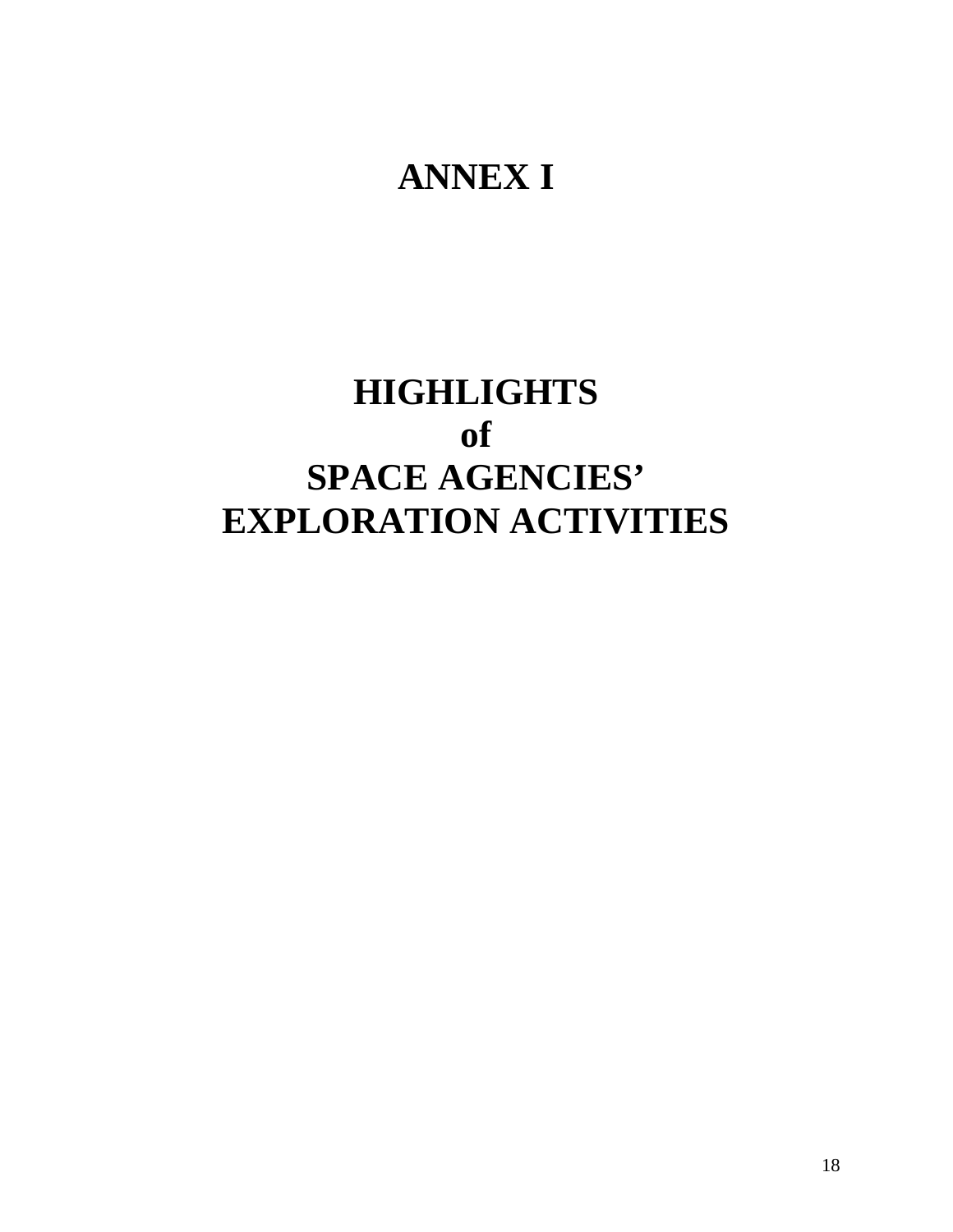# ANNEX I

# HIGHLIGHTS
# of
# SPACE AGENCIES'
# EXPLORATION ACTIVITIES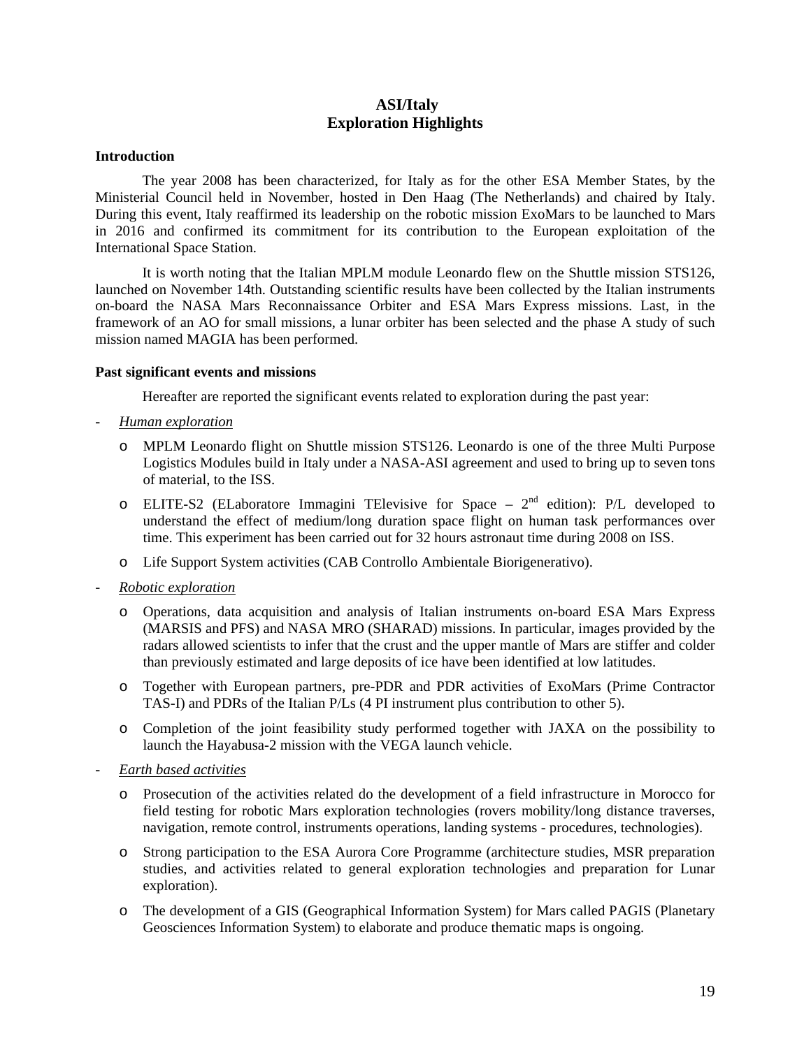# ASI/Italy
# Exploration Highlights

**Introduction**

The year 2008 has been characterized, for Italy as for the other ESA Member States, by the Ministerial Council held in November, hosted in Den Haag (The Netherlands) and chaired by Italy. During this event, Italy reaffirmed its leadership on the robotic mission ExoMars to be launched to Mars in 2016 and confirmed its commitment for its contribution to the European exploitation of the International Space Station.

It is worth noting that the Italian MPLM module Leonardo flew on the Shuttle mission STS126, launched on November 14th. Outstanding scientific results have been collected by the Italian instruments on-board the NASA Mars Reconnaissance Orbiter and ESA Mars Express missions. Last, in the framework of an AO for small missions, a lunar orbiter has been selected and the phase A study of such mission named MAGIA has been performed.

**Past significant events and missions**

Hereafter are reported the significant events related to exploration during the past year:

- *Human exploration*
    - MPLM Leonardo flight on Shuttle mission STS126. Leonardo is one of the three Multi Purpose Logistics Modules build in Italy under a NASA-ASI agreement and used to bring up to seven tons of material, to the ISS.
    - ELITE-S2 (ELaboratore Immagini TElevisive for Space – 2nd edition): P/L developed to understand the effect of medium/long duration space flight on human task performances over time. This experiment has been carried out for 32 hours astronaut time during 2008 on ISS.
    - Life Support System activities (CAB Controllo Ambientale Biorigenerativo).
- *Robotic exploration*
    - Operations, data acquisition and analysis of Italian instruments on-board ESA Mars Express (MARSIS and PFS) and NASA MRO (SHARAD) missions. In particular, images provided by the radars allowed scientists to infer that the crust and the upper mantle of Mars are stiffer and colder than previously estimated and large deposits of ice have been identified at low latitudes.
    - Together with European partners, pre-PDR and PDR activities of ExoMars (Prime Contractor TAS-I) and PDRs of the Italian P/Ls (4 PI instrument plus contribution to other 5).
    - Completion of the joint feasibility study performed together with JAXA on the possibility to launch the Hayabusa-2 mission with the VEGA launch vehicle.
- *Earth based activities*
    - Prosecution of the activities related do the development of a field infrastructure in Morocco for field testing for robotic Mars exploration technologies (rovers mobility/long distance traverses, navigation, remote control, instruments operations, landing systems - procedures, technologies).
    - Strong participation to the ESA Aurora Core Programme (architecture studies, MSR preparation studies, and activities related to general exploration technologies and preparation for Lunar exploration).
    - The development of a GIS (Geographical Information System) for Mars called PAGIS (Planetary Geosciences Information System) to elaborate and produce thematic maps is ongoing.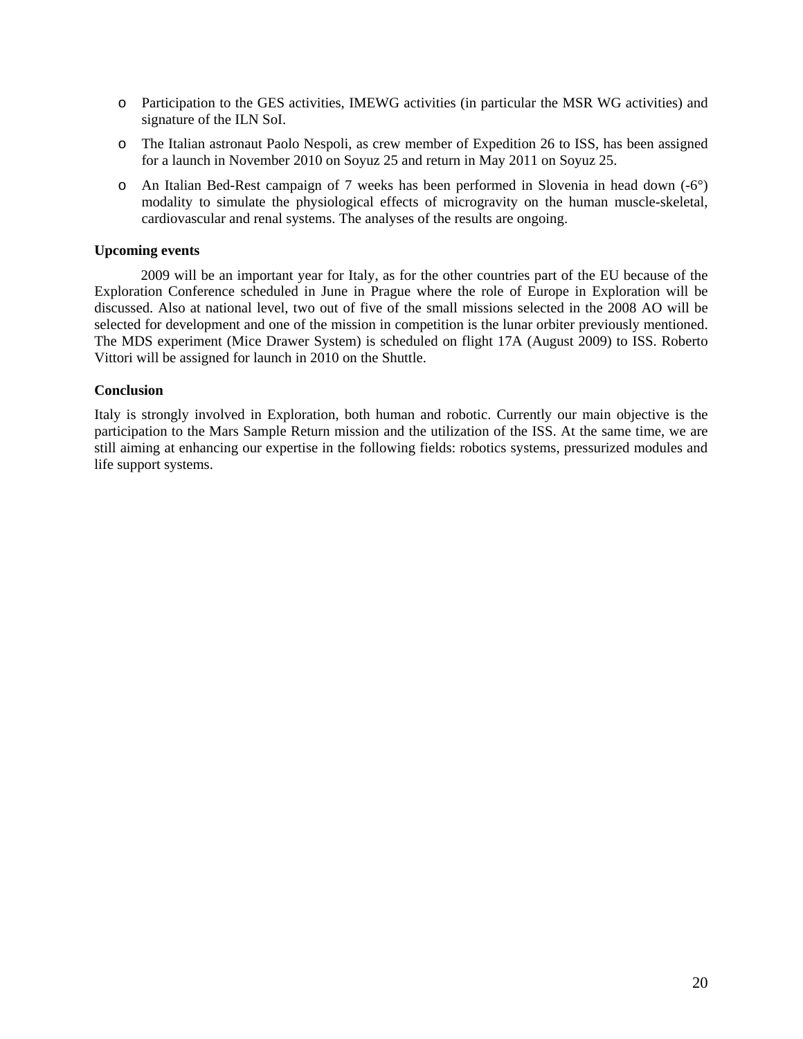- Participation to the GES activities, IMEWG activities (in particular the MSR WG activities) and signature of the ILN SoI.
- The Italian astronaut Paolo Nespoli, as crew member of Expedition 26 to ISS, has been assigned for a launch in November 2010 on Soyuz 25 and return in May 2011 on Soyuz 25.
- An Italian Bed-Rest campaign of 7 weeks has been performed in Slovenia in head down (-6°) modality to simulate the physiological effects of microgravity on the human muscle-skeletal, cardiovascular and renal systems. The analyses of the results are ongoing.

**Upcoming events**

2009 will be an important year for Italy, as for the other countries part of the EU because of the Exploration Conference scheduled in June in Prague where the role of Europe in Exploration will be discussed. Also at national level, two out of five of the small missions selected in the 2008 AO will be selected for development and one of the mission in competition is the lunar orbiter previously mentioned. The MDS experiment (Mice Drawer System) is scheduled on flight 17A (August 2009) to ISS. Roberto Vittori will be assigned for launch in 2010 on the Shuttle.

**Conclusion**

Italy is strongly involved in Exploration, both human and robotic. Currently our main objective is the participation to the Mars Sample Return mission and the utilization of the ISS. At the same time, we are still aiming at enhancing our expertise in the following fields: robotics systems, pressurized modules and life support systems.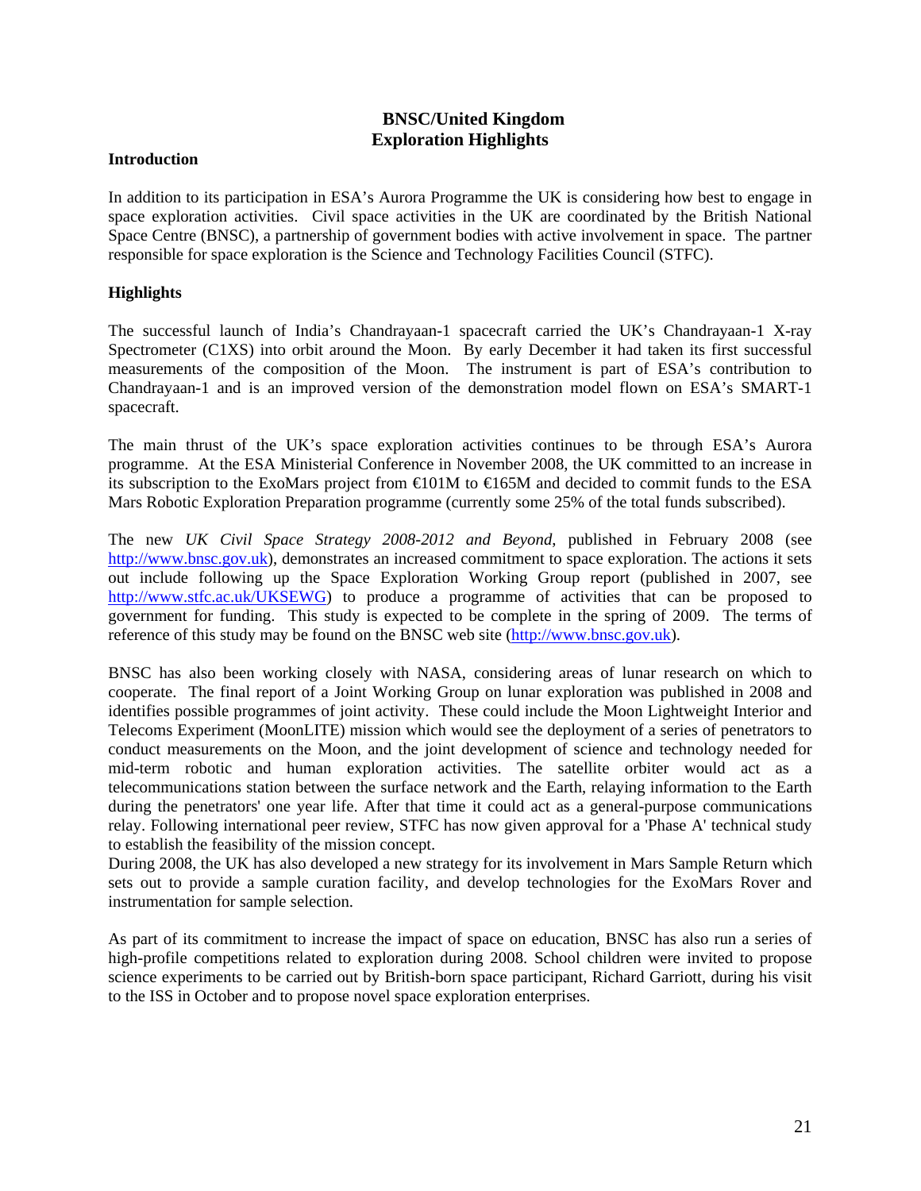# BNSC/United Kingdom Exploration Highlights

## Introduction

In addition to its participation in ESA's Aurora Programme the UK is considering how best to engage in space exploration activities. Civil space activities in the UK are coordinated by the British National Space Centre (BNSC), a partnership of government bodies with active involvement in space. The partner responsible for space exploration is the Science and Technology Facilities Council (STFC).

## Highlights

The successful launch of India's Chandrayaan-1 spacecraft carried the UK's Chandrayaan-1 X-ray Spectrometer (C1XS) into orbit around the Moon. By early December it had taken its first successful measurements of the composition of the Moon. The instrument is part of ESA's contribution to Chandrayaan-1 and is an improved version of the demonstration model flown on ESA's SMART-1 spacecraft.

The main thrust of the UK's space exploration activities continues to be through ESA's Aurora programme. At the ESA Ministerial Conference in November 2008, the UK committed to an increase in its subscription to the ExoMars project from €101M to €165M and decided to commit funds to the ESA Mars Robotic Exploration Preparation programme (currently some 25% of the total funds subscribed).

The new *UK Civil Space Strategy 2008-2012 and Beyond*, published in February 2008 (see http://www.bnsc.gov.uk), demonstrates an increased commitment to space exploration. The actions it sets out include following up the Space Exploration Working Group report (published in 2007, see http://www.stfc.ac.uk/UKSEWG) to produce a programme of activities that can be proposed to government for funding. This study is expected to be complete in the spring of 2009. The terms of reference of this study may be found on the BNSC web site (http://www.bnsc.gov.uk).

BNSC has also been working closely with NASA, considering areas of lunar research on which to cooperate. The final report of a Joint Working Group on lunar exploration was published in 2008 and identifies possible programmes of joint activity. These could include the Moon Lightweight Interior and Telecoms Experiment (MoonLITE) mission which would see the deployment of a series of penetrators to conduct measurements on the Moon, and the joint development of science and technology needed for mid-term robotic and human exploration activities. The satellite orbiter would act as a telecommunications station between the surface network and the Earth, relaying information to the Earth during the penetrators' one year life. After that time it could act as a general-purpose communications relay. Following international peer review, STFC has now given approval for a 'Phase A' technical study to establish the feasibility of the mission concept.

During 2008, the UK has also developed a new strategy for its involvement in Mars Sample Return which sets out to provide a sample curation facility, and develop technologies for the ExoMars Rover and instrumentation for sample selection.

As part of its commitment to increase the impact of space on education, BNSC has also run a series of high-profile competitions related to exploration during 2008. School children were invited to propose science experiments to be carried out by British-born space participant, Richard Garriott, during his visit to the ISS in October and to propose novel space exploration enterprises.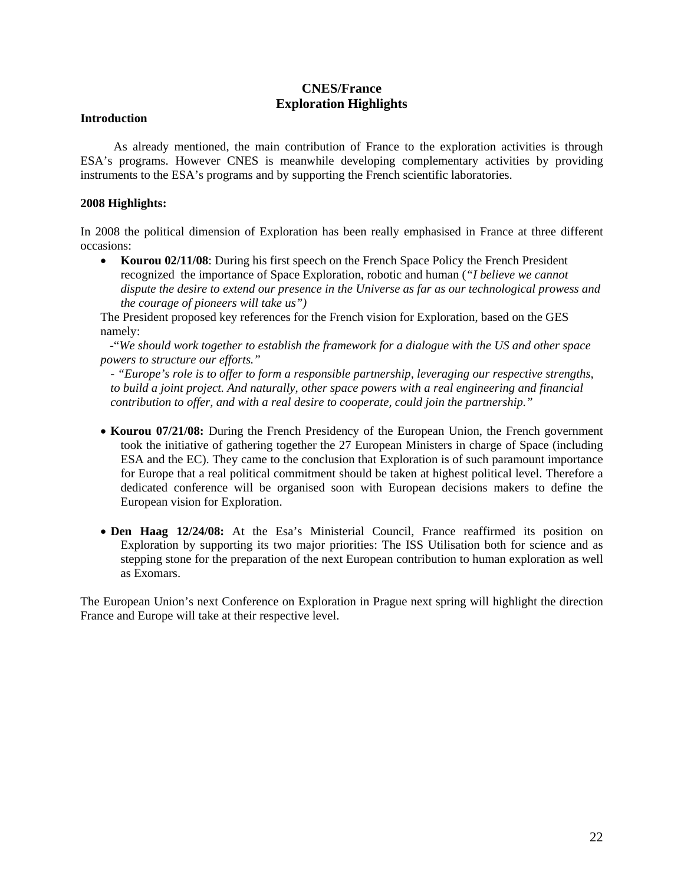**CNES/France**
**Exploration Highlights**

**Introduction**

As already mentioned, the main contribution of France to the exploration activities is through ESA's programs. However CNES is meanwhile developing complementary activities by providing instruments to the ESA's programs and by supporting the French scientific laboratories.

**2008 Highlights:**

In 2008 the political dimension of Exploration has been really emphasised in France at three different occasions:

- **Kourou 02/11/08**: During his first speech on the French Space Policy the French President recognized the importance of Space Exploration, robotic and human (*"I believe we cannot dispute the desire to extend our presence in the Universe as far as our technological prowess and the courage of pioneers will take us")*

The President proposed key references for the French vision for Exploration, based on the GES namely:

-"*We should work together to establish the framework for a dialogue with the US and other space powers to structure our efforts."*

- *"Europe's role is to offer to form a responsible partnership, leveraging our respective strengths, to build a joint project. And naturally, other space powers with a real engineering and financial contribution to offer, and with a real desire to cooperate, could join the partnership."*

- **Kourou 07/21/08:** During the French Presidency of the European Union, the French government took the initiative of gathering together the 27 European Ministers in charge of Space (including ESA and the EC). They came to the conclusion that Exploration is of such paramount importance for Europe that a real political commitment should be taken at highest political level. Therefore a dedicated conference will be organised soon with European decisions makers to define the European vision for Exploration.

- **Den Haag 12/24/08:** At the Esa's Ministerial Council, France reaffirmed its position on Exploration by supporting its two major priorities: The ISS Utilisation both for science and as stepping stone for the preparation of the next European contribution to human exploration as well as Exomars.

The European Union's next Conference on Exploration in Prague next spring will highlight the direction France and Europe will take at their respective level.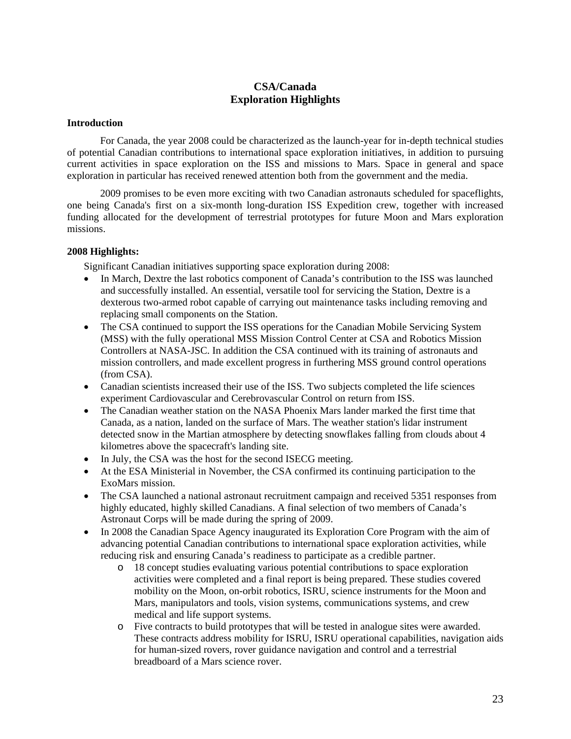# CSA/Canada
# Exploration Highlights

**Introduction**

For Canada, the year 2008 could be characterized as the launch-year for in-depth technical studies of potential Canadian contributions to international space exploration initiatives, in addition to pursuing current activities in space exploration on the ISS and missions to Mars. Space in general and space exploration in particular has received renewed attention both from the government and the media.

2009 promises to be even more exciting with two Canadian astronauts scheduled for spaceflights, one being Canada's first on a six-month long-duration ISS Expedition crew, together with increased funding allocated for the development of terrestrial prototypes for future Moon and Mars exploration missions.

**2008 Highlights:**

Significant Canadian initiatives supporting space exploration during 2008:

- In March, Dextre the last robotics component of Canada's contribution to the ISS was launched and successfully installed. An essential, versatile tool for servicing the Station, Dextre is a dexterous two-armed robot capable of carrying out maintenance tasks including removing and replacing small components on the Station.
- The CSA continued to support the ISS operations for the Canadian Mobile Servicing System (MSS) with the fully operational MSS Mission Control Center at CSA and Robotics Mission Controllers at NASA-JSC. In addition the CSA continued with its training of astronauts and mission controllers, and made excellent progress in furthering MSS ground control operations (from CSA).
- Canadian scientists increased their use of the ISS. Two subjects completed the life sciences experiment Cardiovascular and Cerebrovascular Control on return from ISS.
- The Canadian weather station on the NASA Phoenix Mars lander marked the first time that Canada, as a nation, landed on the surface of Mars. The weather station's lidar instrument detected snow in the Martian atmosphere by detecting snowflakes falling from clouds about 4 kilometres above the spacecraft's landing site.
- In July, the CSA was the host for the second ISECG meeting.
- At the ESA Ministerial in November, the CSA confirmed its continuing participation to the ExoMars mission.
- The CSA launched a national astronaut recruitment campaign and received 5351 responses from highly educated, highly skilled Canadians. A final selection of two members of Canada's Astronaut Corps will be made during the spring of 2009.
- In 2008 the Canadian Space Agency inaugurated its Exploration Core Program with the aim of advancing potential Canadian contributions to international space exploration activities, while reducing risk and ensuring Canada's readiness to participate as a credible partner.
  - 18 concept studies evaluating various potential contributions to space exploration activities were completed and a final report is being prepared. These studies covered mobility on the Moon, on-orbit robotics, ISRU, science instruments for the Moon and Mars, manipulators and tools, vision systems, communications systems, and crew medical and life support systems.
  - Five contracts to build prototypes that will be tested in analogue sites were awarded. These contracts address mobility for ISRU, ISRU operational capabilities, navigation aids for human-sized rovers, rover guidance navigation and control and a terrestrial breadboard of a Mars science rover.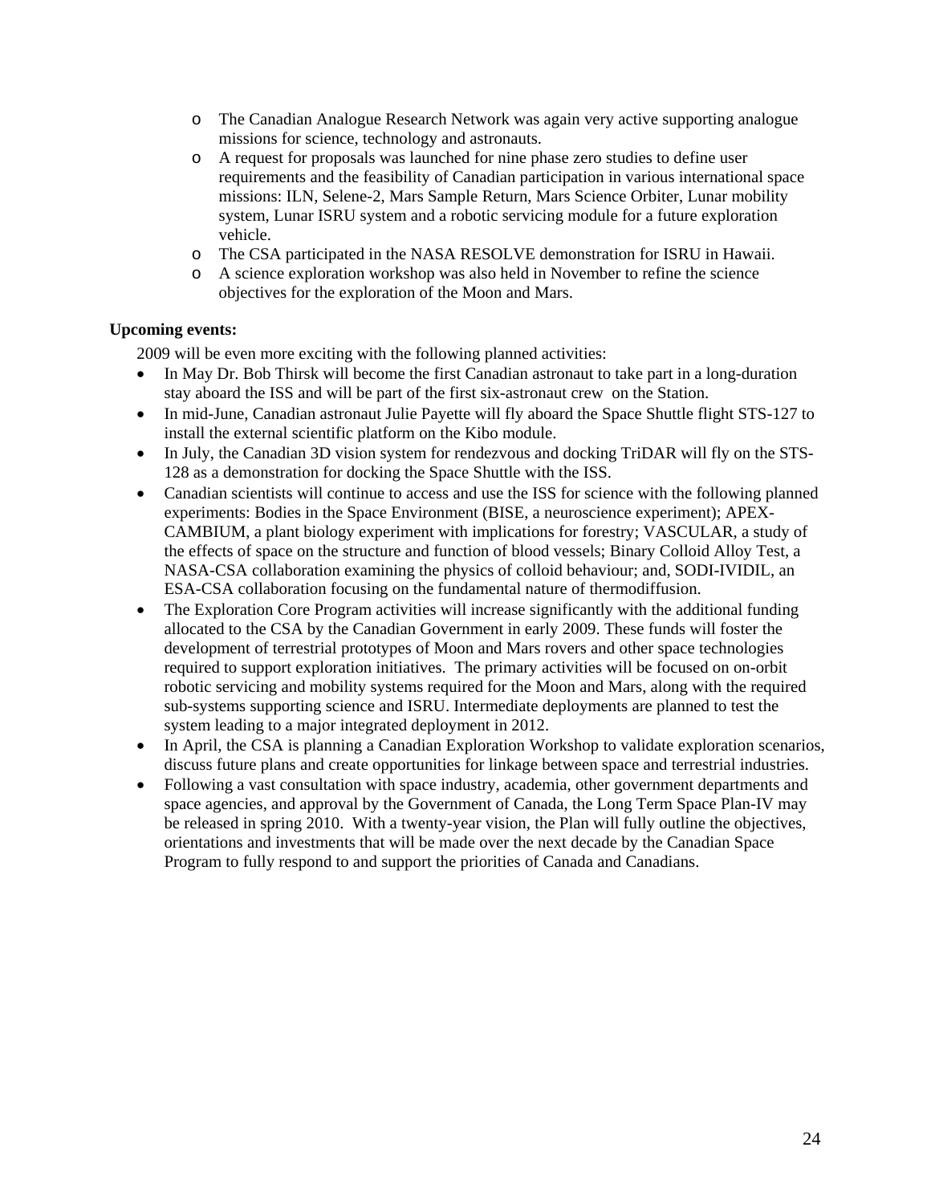- The Canadian Analogue Research Network was again very active supporting analogue missions for science, technology and astronauts.
- A request for proposals was launched for nine phase zero studies to define user requirements and the feasibility of Canadian participation in various international space missions: ILN, Selene-2, Mars Sample Return, Mars Science Orbiter, Lunar mobility system, Lunar ISRU system and a robotic servicing module for a future exploration vehicle.
- The CSA participated in the NASA RESOLVE demonstration for ISRU in Hawaii.
- A science exploration workshop was also held in November to refine the science objectives for the exploration of the Moon and Mars.

**Upcoming events:**

2009 will be even more exciting with the following planned activities:

- In May Dr. Bob Thirsk will become the first Canadian astronaut to take part in a long-duration stay aboard the ISS and will be part of the first six-astronaut crew on the Station.
- In mid-June, Canadian astronaut Julie Payette will fly aboard the Space Shuttle flight STS-127 to install the external scientific platform on the Kibo module.
- In July, the Canadian 3D vision system for rendezvous and docking TriDAR will fly on the STS-128 as a demonstration for docking the Space Shuttle with the ISS.
- Canadian scientists will continue to access and use the ISS for science with the following planned experiments: Bodies in the Space Environment (BISE, a neuroscience experiment); APEX-CAMBIUM, a plant biology experiment with implications for forestry; VASCULAR, a study of the effects of space on the structure and function of blood vessels; Binary Colloid Alloy Test, a NASA-CSA collaboration examining the physics of colloid behaviour; and, SODI-IVIDIL, an ESA-CSA collaboration focusing on the fundamental nature of thermodiffusion.
- The Exploration Core Program activities will increase significantly with the additional funding allocated to the CSA by the Canadian Government in early 2009. These funds will foster the development of terrestrial prototypes of Moon and Mars rovers and other space technologies required to support exploration initiatives. The primary activities will be focused on on-orbit robotic servicing and mobility systems required for the Moon and Mars, along with the required sub-systems supporting science and ISRU. Intermediate deployments are planned to test the system leading to a major integrated deployment in 2012.
- In April, the CSA is planning a Canadian Exploration Workshop to validate exploration scenarios, discuss future plans and create opportunities for linkage between space and terrestrial industries.
- Following a vast consultation with space industry, academia, other government departments and space agencies, and approval by the Government of Canada, the Long Term Space Plan-IV may be released in spring 2010. With a twenty-year vision, the Plan will fully outline the objectives, orientations and investments that will be made over the next decade by the Canadian Space Program to fully respond to and support the priorities of Canada and Canadians.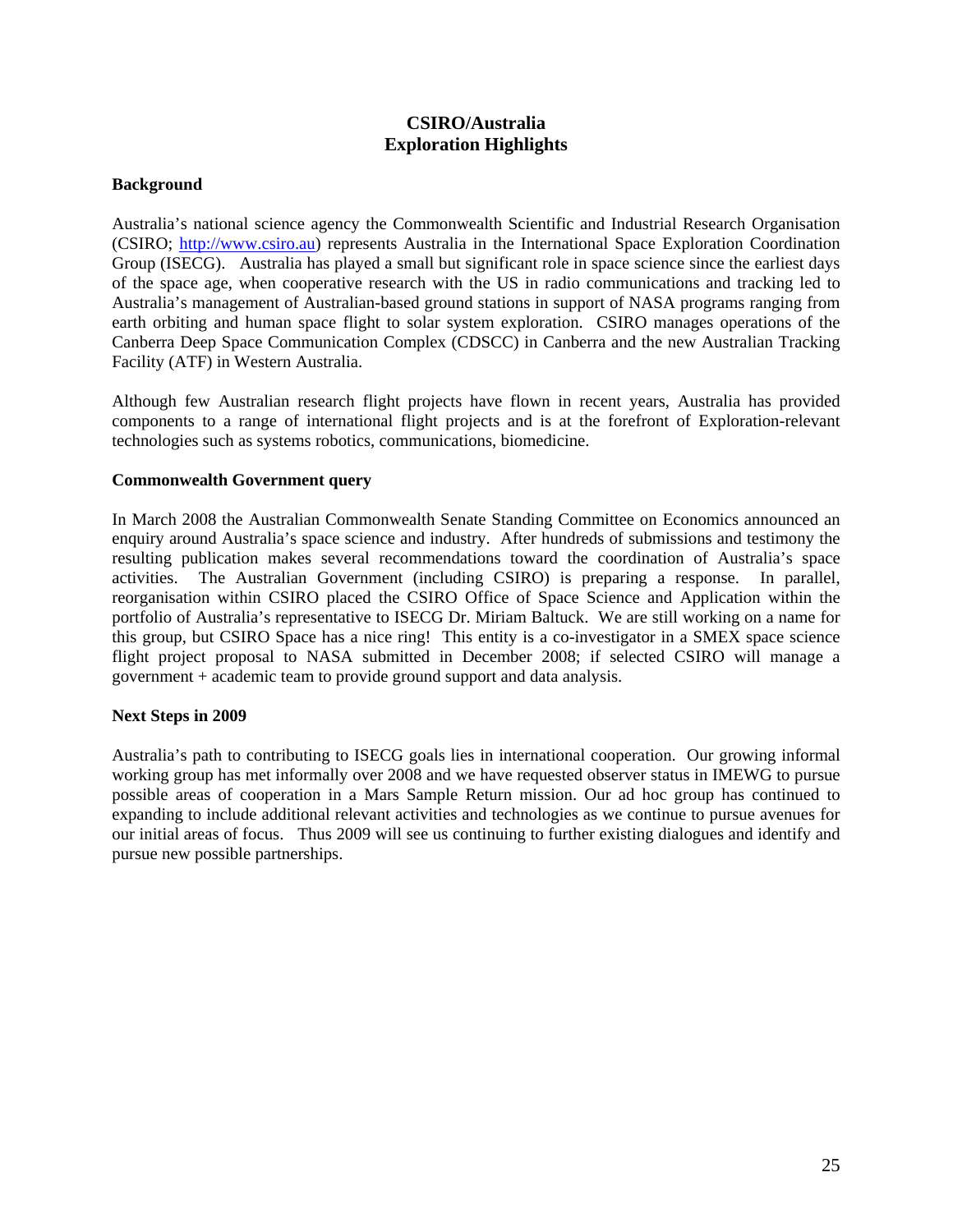# CSIRO/Australia
# Exploration Highlights

## Background

Australia's national science agency the Commonwealth Scientific and Industrial Research Organisation (CSIRO; http://www.csiro.au) represents Australia in the International Space Exploration Coordination Group (ISECG). Australia has played a small but significant role in space science since the earliest days of the space age, when cooperative research with the US in radio communications and tracking led to Australia's management of Australian-based ground stations in support of NASA programs ranging from earth orbiting and human space flight to solar system exploration. CSIRO manages operations of the Canberra Deep Space Communication Complex (CDSCC) in Canberra and the new Australian Tracking Facility (ATF) in Western Australia.

Although few Australian research flight projects have flown in recent years, Australia has provided components to a range of international flight projects and is at the forefront of Exploration-relevant technologies such as systems robotics, communications, biomedicine.

## Commonwealth Government query

In March 2008 the Australian Commonwealth Senate Standing Committee on Economics announced an enquiry around Australia's space science and industry. After hundreds of submissions and testimony the resulting publication makes several recommendations toward the coordination of Australia's space activities. The Australian Government (including CSIRO) is preparing a response. In parallel, reorganisation within CSIRO placed the CSIRO Office of Space Science and Application within the portfolio of Australia's representative to ISECG Dr. Miriam Baltuck. We are still working on a name for this group, but CSIRO Space has a nice ring! This entity is a co-investigator in a SMEX space science flight project proposal to NASA submitted in December 2008; if selected CSIRO will manage a government + academic team to provide ground support and data analysis.

## Next Steps in 2009

Australia's path to contributing to ISECG goals lies in international cooperation. Our growing informal working group has met informally over 2008 and we have requested observer status in IMEWG to pursue possible areas of cooperation in a Mars Sample Return mission. Our ad hoc group has continued to expanding to include additional relevant activities and technologies as we continue to pursue avenues for our initial areas of focus. Thus 2009 will see us continuing to further existing dialogues and identify and pursue new possible partnerships.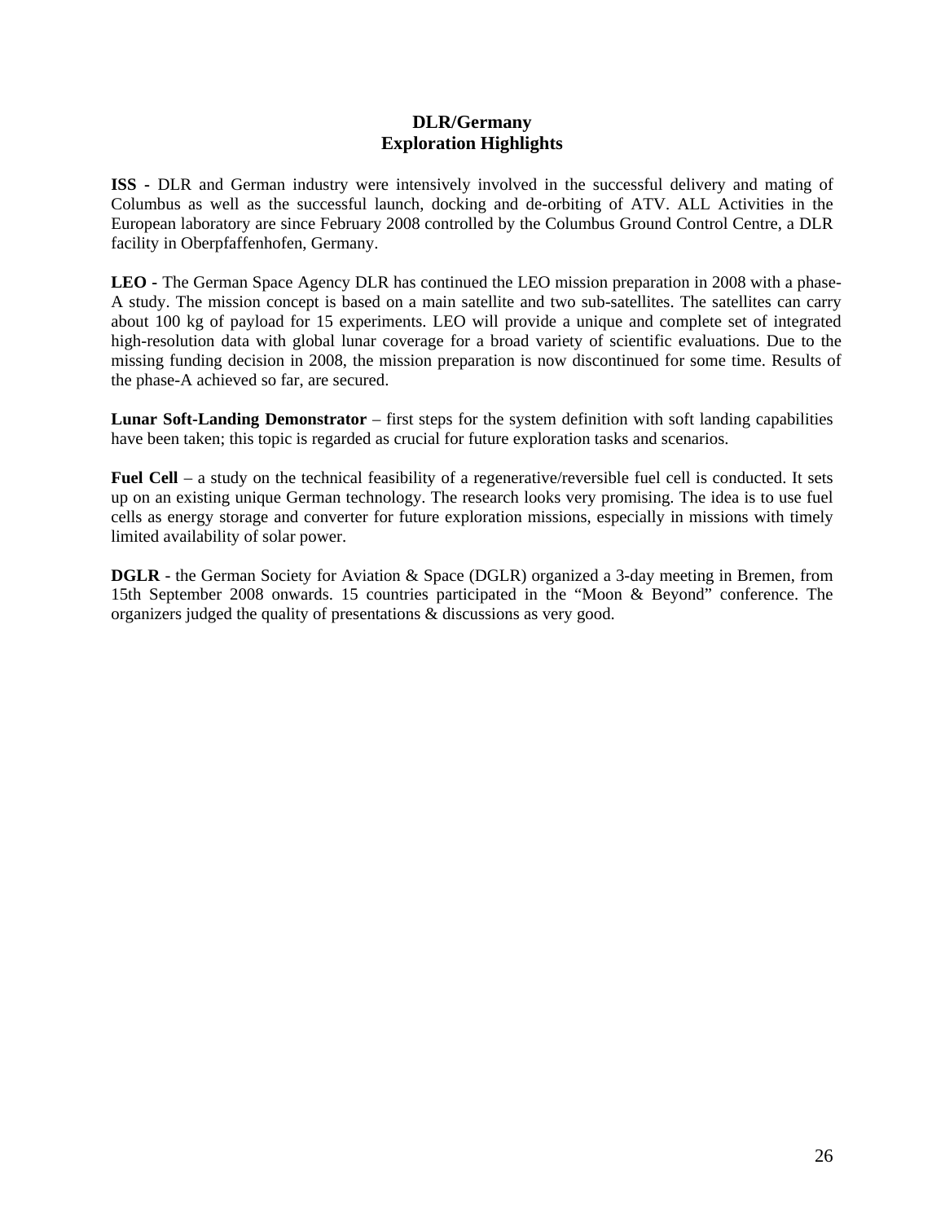# DLR/Germany
## Exploration Highlights

**ISS -** DLR and German industry were intensively involved in the successful delivery and mating of Columbus as well as the successful launch, docking and de-orbiting of ATV. ALL Activities in the European laboratory are since February 2008 controlled by the Columbus Ground Control Centre, a DLR facility in Oberpfaffenhofen, Germany.

**LEO -** The German Space Agency DLR has continued the LEO mission preparation in 2008 with a phase-A study. The mission concept is based on a main satellite and two sub-satellites. The satellites can carry about 100 kg of payload for 15 experiments. LEO will provide a unique and complete set of integrated high-resolution data with global lunar coverage for a broad variety of scientific evaluations. Due to the missing funding decision in 2008, the mission preparation is now discontinued for some time. Results of the phase-A achieved so far, are secured.

**Lunar Soft-Landing Demonstrator** – first steps for the system definition with soft landing capabilities have been taken; this topic is regarded as crucial for future exploration tasks and scenarios.

**Fuel Cell** – a study on the technical feasibility of a regenerative/reversible fuel cell is conducted. It sets up on an existing unique German technology. The research looks very promising. The idea is to use fuel cells as energy storage and converter for future exploration missions, especially in missions with timely limited availability of solar power.

**DGLR** - the German Society for Aviation & Space (DGLR) organized a 3-day meeting in Bremen, from 15th September 2008 onwards. 15 countries participated in the "Moon & Beyond" conference. The organizers judged the quality of presentations & discussions as very good.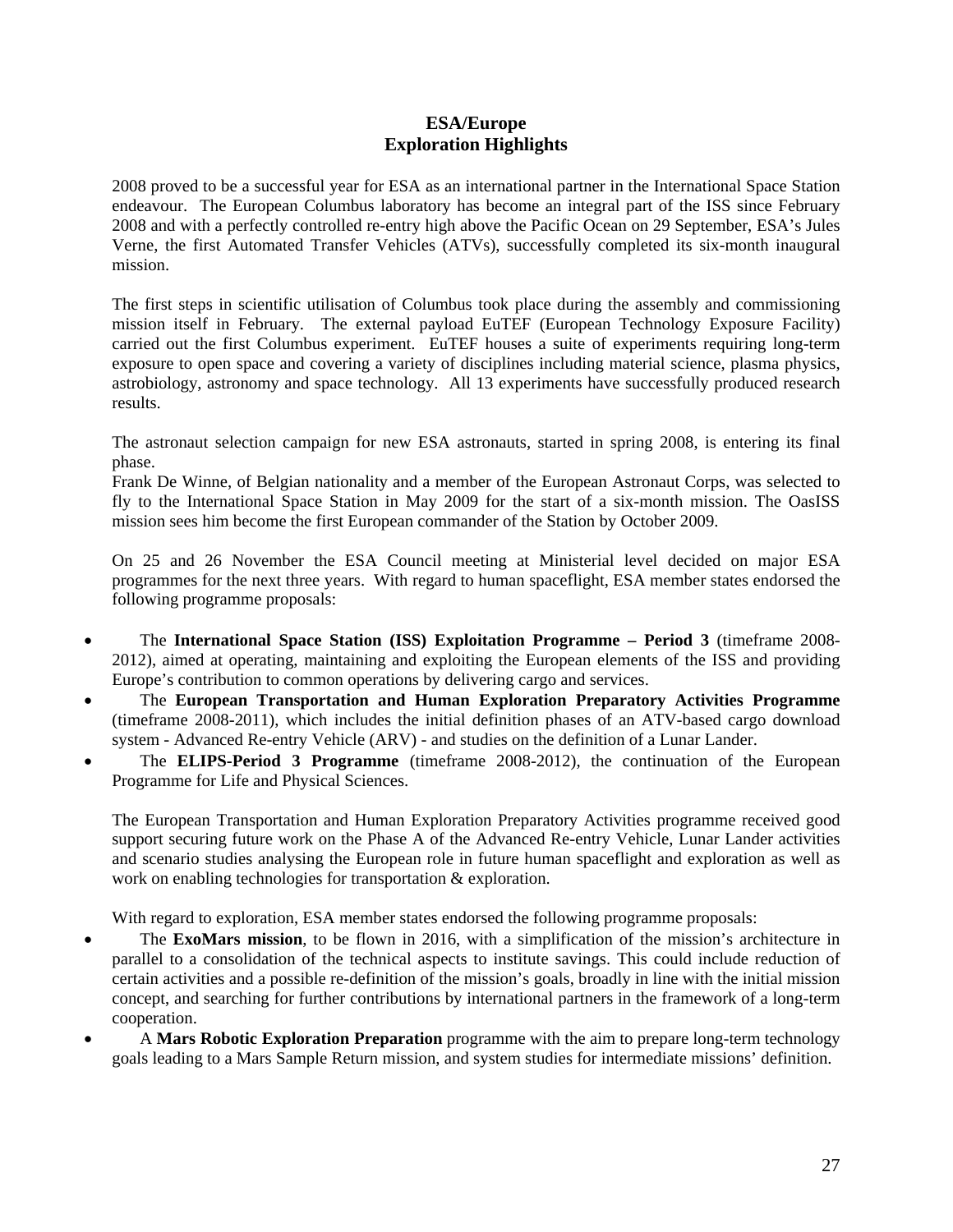## ESA/Europe
## Exploration Highlights

2008 proved to be a successful year for ESA as an international partner in the International Space Station endeavour. The European Columbus laboratory has become an integral part of the ISS since February 2008 and with a perfectly controlled re-entry high above the Pacific Ocean on 29 September, ESA's Jules Verne, the first Automated Transfer Vehicles (ATVs), successfully completed its six-month inaugural mission.

The first steps in scientific utilisation of Columbus took place during the assembly and commissioning mission itself in February. The external payload EuTEF (European Technology Exposure Facility) carried out the first Columbus experiment. EuTEF houses a suite of experiments requiring long-term exposure to open space and covering a variety of disciplines including material science, plasma physics, astrobiology, astronomy and space technology. All 13 experiments have successfully produced research results.

The astronaut selection campaign for new ESA astronauts, started in spring 2008, is entering its final phase.
Frank De Winne, of Belgian nationality and a member of the European Astronaut Corps, was selected to fly to the International Space Station in May 2009 for the start of a six-month mission. The OasISS mission sees him become the first European commander of the Station by October 2009.

On 25 and 26 November the ESA Council meeting at Ministerial level decided on major ESA programmes for the next three years. With regard to human spaceflight, ESA member states endorsed the following programme proposals:

- The **International Space Station (ISS) Exploitation Programme – Period 3** (timeframe 2008-2012), aimed at operating, maintaining and exploiting the European elements of the ISS and providing Europe's contribution to common operations by delivering cargo and services.
- The **European Transportation and Human Exploration Preparatory Activities Programme** (timeframe 2008-2011), which includes the initial definition phases of an ATV-based cargo download system - Advanced Re-entry Vehicle (ARV) - and studies on the definition of a Lunar Lander.
- The **ELIPS-Period 3 Programme** (timeframe 2008-2012), the continuation of the European Programme for Life and Physical Sciences.

The European Transportation and Human Exploration Preparatory Activities programme received good support securing future work on the Phase A of the Advanced Re-entry Vehicle, Lunar Lander activities and scenario studies analysing the European role in future human spaceflight and exploration as well as work on enabling technologies for transportation & exploration.

With regard to exploration, ESA member states endorsed the following programme proposals:

- The **ExoMars mission**, to be flown in 2016, with a simplification of the mission's architecture in parallel to a consolidation of the technical aspects to institute savings. This could include reduction of certain activities and a possible re-definition of the mission's goals, broadly in line with the initial mission concept, and searching for further contributions by international partners in the framework of a long-term cooperation.
- A **Mars Robotic Exploration Preparation** programme with the aim to prepare long-term technology goals leading to a Mars Sample Return mission, and system studies for intermediate missions' definition.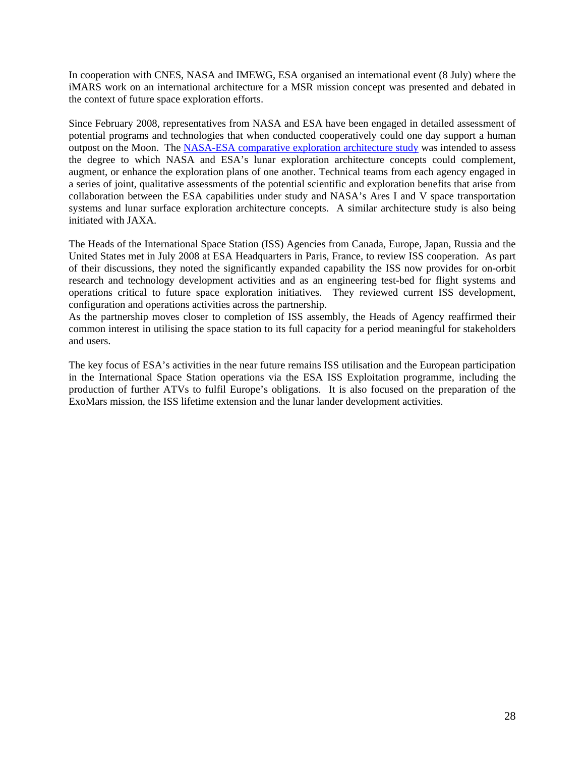In cooperation with CNES, NASA and IMEWG, ESA organised an international event (8 July) where the iMARS work on an international architecture for a MSR mission concept was presented and debated in the context of future space exploration efforts.

Since February 2008, representatives from NASA and ESA have been engaged in detailed assessment of potential programs and technologies that when conducted cooperatively could one day support a human outpost on the Moon. The NASA-ESA comparative exploration architecture study was intended to assess the degree to which NASA and ESA's lunar exploration architecture concepts could complement, augment, or enhance the exploration plans of one another. Technical teams from each agency engaged in a series of joint, qualitative assessments of the potential scientific and exploration benefits that arise from collaboration between the ESA capabilities under study and NASA's Ares I and V space transportation systems and lunar surface exploration architecture concepts. A similar architecture study is also being initiated with JAXA.

The Heads of the International Space Station (ISS) Agencies from Canada, Europe, Japan, Russia and the United States met in July 2008 at ESA Headquarters in Paris, France, to review ISS cooperation. As part of their discussions, they noted the significantly expanded capability the ISS now provides for on-orbit research and technology development activities and as an engineering test-bed for flight systems and operations critical to future space exploration initiatives. They reviewed current ISS development, configuration and operations activities across the partnership.
As the partnership moves closer to completion of ISS assembly, the Heads of Agency reaffirmed their common interest in utilising the space station to its full capacity for a period meaningful for stakeholders and users.

The key focus of ESA's activities in the near future remains ISS utilisation and the European participation in the International Space Station operations via the ESA ISS Exploitation programme, including the production of further ATVs to fulfil Europe's obligations. It is also focused on the preparation of the ExoMars mission, the ISS lifetime extension and the lunar lander development activities.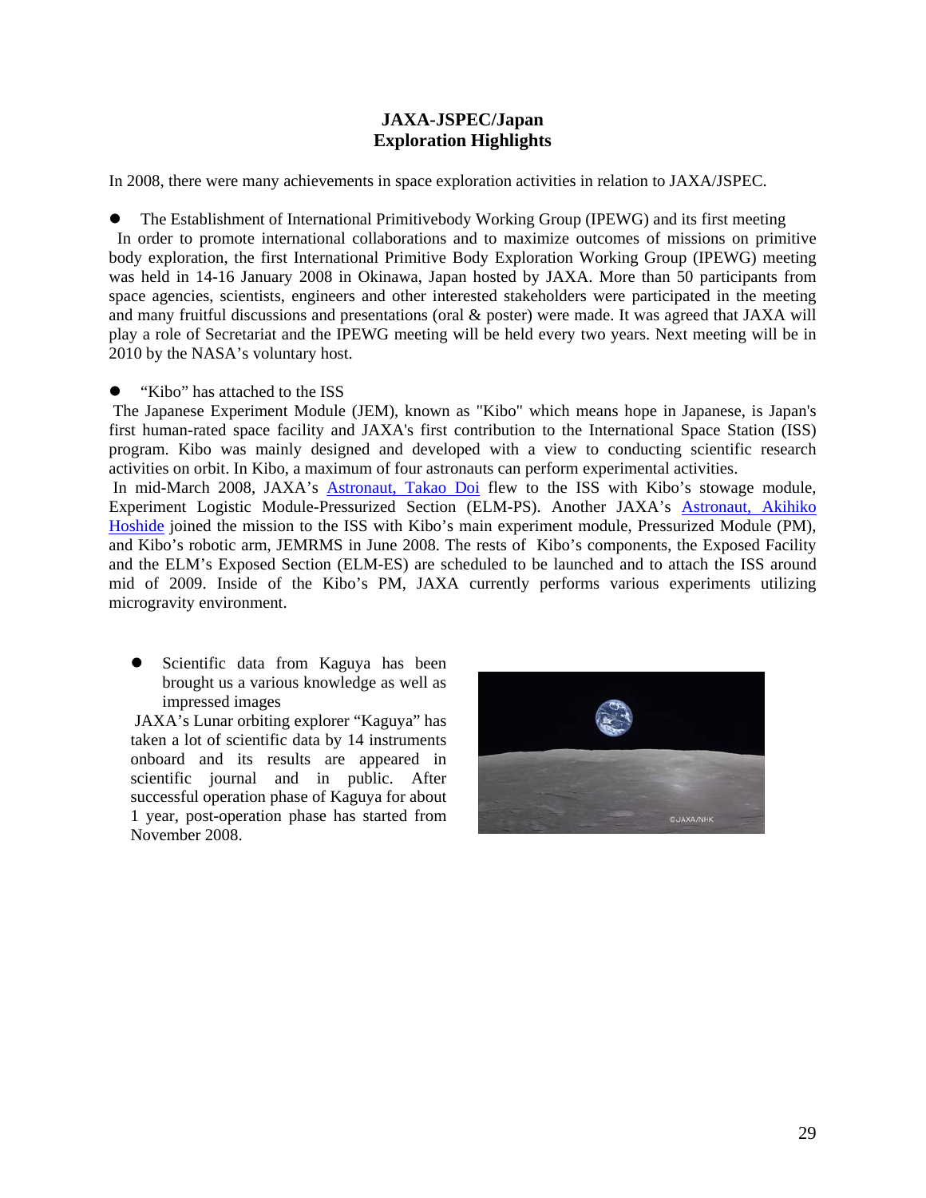# JAXA-JSPEC/Japan
## Exploration Highlights

In 2008, there were many achievements in space exploration activities in relation to JAXA/JSPEC.

- The Establishment of International Primitivebody Working Group (IPEWG) and its first meeting

In order to promote international collaborations and to maximize outcomes of missions on primitive body exploration, the first International Primitive Body Exploration Working Group (IPEWG) meeting was held in 14-16 January 2008 in Okinawa, Japan hosted by JAXA. More than 50 participants from space agencies, scientists, engineers and other interested stakeholders were participated in the meeting and many fruitful discussions and presentations (oral & poster) were made. It was agreed that JAXA will play a role of Secretariat and the IPEWG meeting will be held every two years. Next meeting will be in 2010 by the NASA's voluntary host.

- "Kibo" has attached to the ISS

The Japanese Experiment Module (JEM), known as "Kibo" which means hope in Japanese, is Japan's first human-rated space facility and JAXA's first contribution to the International Space Station (ISS) program. Kibo was mainly designed and developed with a view to conducting scientific research activities on orbit. In Kibo, a maximum of four astronauts can perform experimental activities.

In mid-March 2008, JAXA's Astronaut, Takao Doi flew to the ISS with Kibo's stowage module, Experiment Logistic Module-Pressurized Section (ELM-PS). Another JAXA's Astronaut, Akihiko Hoshide joined the mission to the ISS with Kibo's main experiment module, Pressurized Module (PM), and Kibo's robotic arm, JEMRMS in June 2008. The rests of Kibo's components, the Exposed Facility and the ELM's Exposed Section (ELM-ES) are scheduled to be launched and to attach the ISS around mid of 2009. Inside of the Kibo's PM, JAXA currently performs various experiments utilizing microgravity environment.

- Scientific data from Kaguya has been brought us a various knowledge as well as impressed images

JAXA's Lunar orbiting explorer "Kaguya" has taken a lot of scientific data by 14 instruments onboard and its results are appeared in scientific journal and in public. After successful operation phase of Kaguya for about 1 year, post-operation phase has started from November 2008.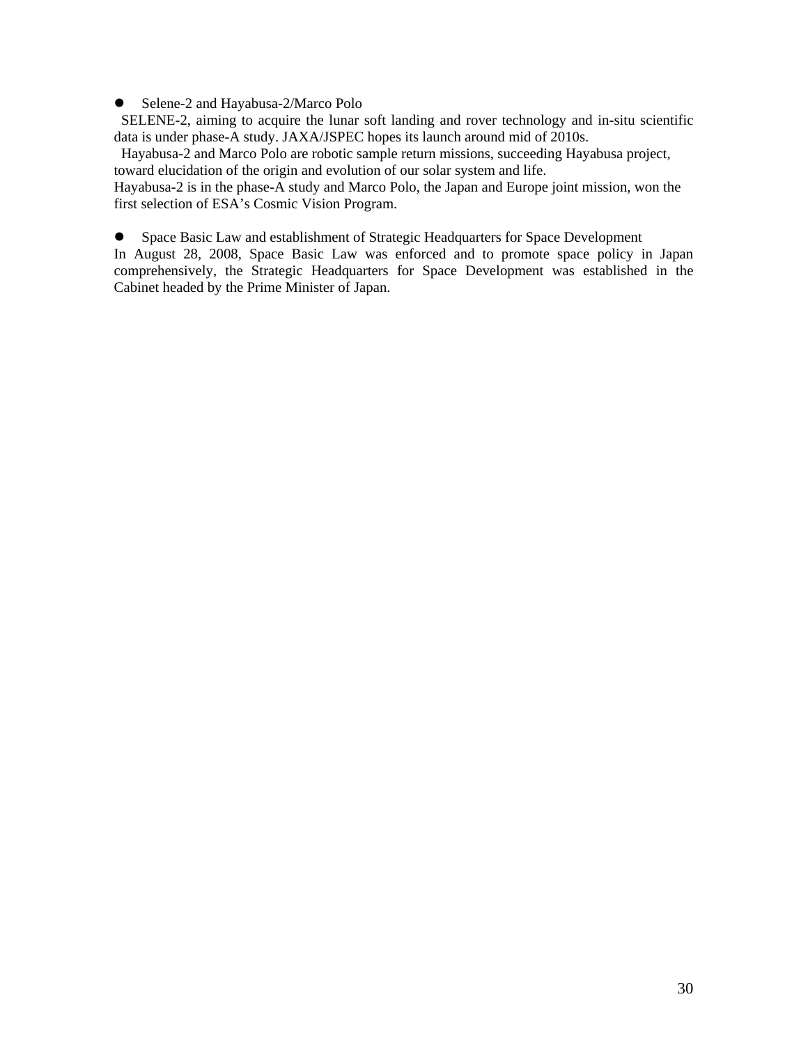- Selene-2 and Hayabusa-2/Marco Polo

SELENE-2, aiming to acquire the lunar soft landing and rover technology and in-situ scientific data is under phase-A study. JAXA/JSPEC hopes its launch around mid of 2010s.

Hayabusa-2 and Marco Polo are robotic sample return missions, succeeding Hayabusa project, toward elucidation of the origin and evolution of our solar system and life.
Hayabusa-2 is in the phase-A study and Marco Polo, the Japan and Europe joint mission, won the first selection of ESA's Cosmic Vision Program.

- Space Basic Law and establishment of Strategic Headquarters for Space Development

In August 28, 2008, Space Basic Law was enforced and to promote space policy in Japan comprehensively, the Strategic Headquarters for Space Development was established in the Cabinet headed by the Prime Minister of Japan.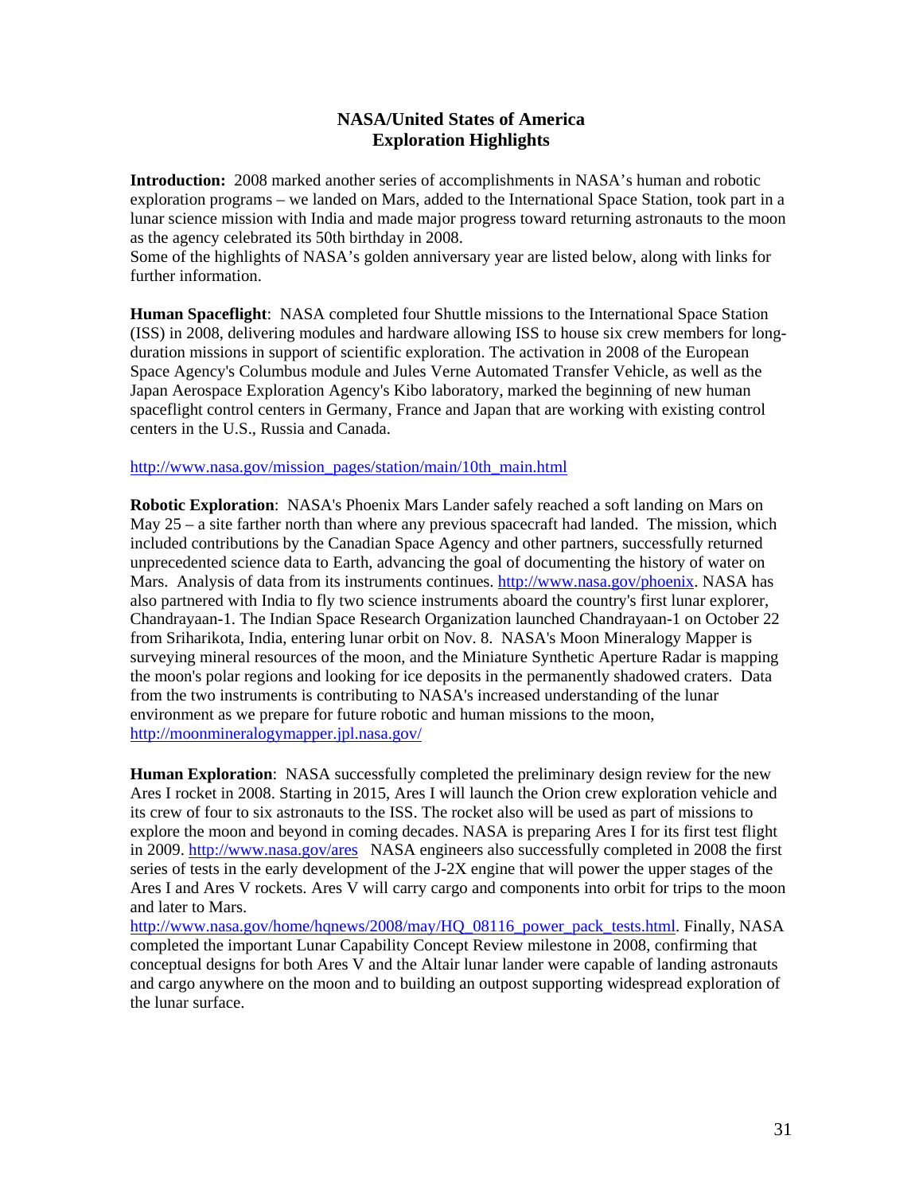## NASA/United States of America
## Exploration Highlights

**Introduction:** 2008 marked another series of accomplishments in NASA's human and robotic exploration programs – we landed on Mars, added to the International Space Station, took part in a lunar science mission with India and made major progress toward returning astronauts to the moon as the agency celebrated its 50th birthday in 2008.
Some of the highlights of NASA's golden anniversary year are listed below, along with links for further information.

**Human Spaceflight**: NASA completed four Shuttle missions to the International Space Station (ISS) in 2008, delivering modules and hardware allowing ISS to house six crew members for long-duration missions in support of scientific exploration. The activation in 2008 of the European Space Agency's Columbus module and Jules Verne Automated Transfer Vehicle, as well as the Japan Aerospace Exploration Agency's Kibo laboratory, marked the beginning of new human spaceflight control centers in Germany, France and Japan that are working with existing control centers in the U.S., Russia and Canada.

http://www.nasa.gov/mission_pages/station/main/10th_main.html

**Robotic Exploration**: NASA's Phoenix Mars Lander safely reached a soft landing on Mars on May 25 – a site farther north than where any previous spacecraft had landed. The mission, which included contributions by the Canadian Space Agency and other partners, successfully returned unprecedented science data to Earth, advancing the goal of documenting the history of water on Mars. Analysis of data from its instruments continues. http://www.nasa.gov/phoenix. NASA has also partnered with India to fly two science instruments aboard the country's first lunar explorer, Chandrayaan-1. The Indian Space Research Organization launched Chandrayaan-1 on October 22 from Sriharikota, India, entering lunar orbit on Nov. 8. NASA's Moon Mineralogy Mapper is surveying mineral resources of the moon, and the Miniature Synthetic Aperture Radar is mapping the moon's polar regions and looking for ice deposits in the permanently shadowed craters. Data from the two instruments is contributing to NASA's increased understanding of the lunar environment as we prepare for future robotic and human missions to the moon, http://moonmineralogymapper.jpl.nasa.gov/

**Human Exploration**: NASA successfully completed the preliminary design review for the new Ares I rocket in 2008. Starting in 2015, Ares I will launch the Orion crew exploration vehicle and its crew of four to six astronauts to the ISS. The rocket also will be used as part of missions to explore the moon and beyond in coming decades. NASA is preparing Ares I for its first test flight in 2009. http://www.nasa.gov/ares NASA engineers also successfully completed in 2008 the first series of tests in the early development of the J-2X engine that will power the upper stages of the Ares I and Ares V rockets. Ares V will carry cargo and components into orbit for trips to the moon and later to Mars.
http://www.nasa.gov/home/hqnews/2008/may/HQ_08116_power_pack_tests.html. Finally, NASA completed the important Lunar Capability Concept Review milestone in 2008, confirming that conceptual designs for both Ares V and the Altair lunar lander were capable of landing astronauts and cargo anywhere on the moon and to building an outpost supporting widespread exploration of the lunar surface.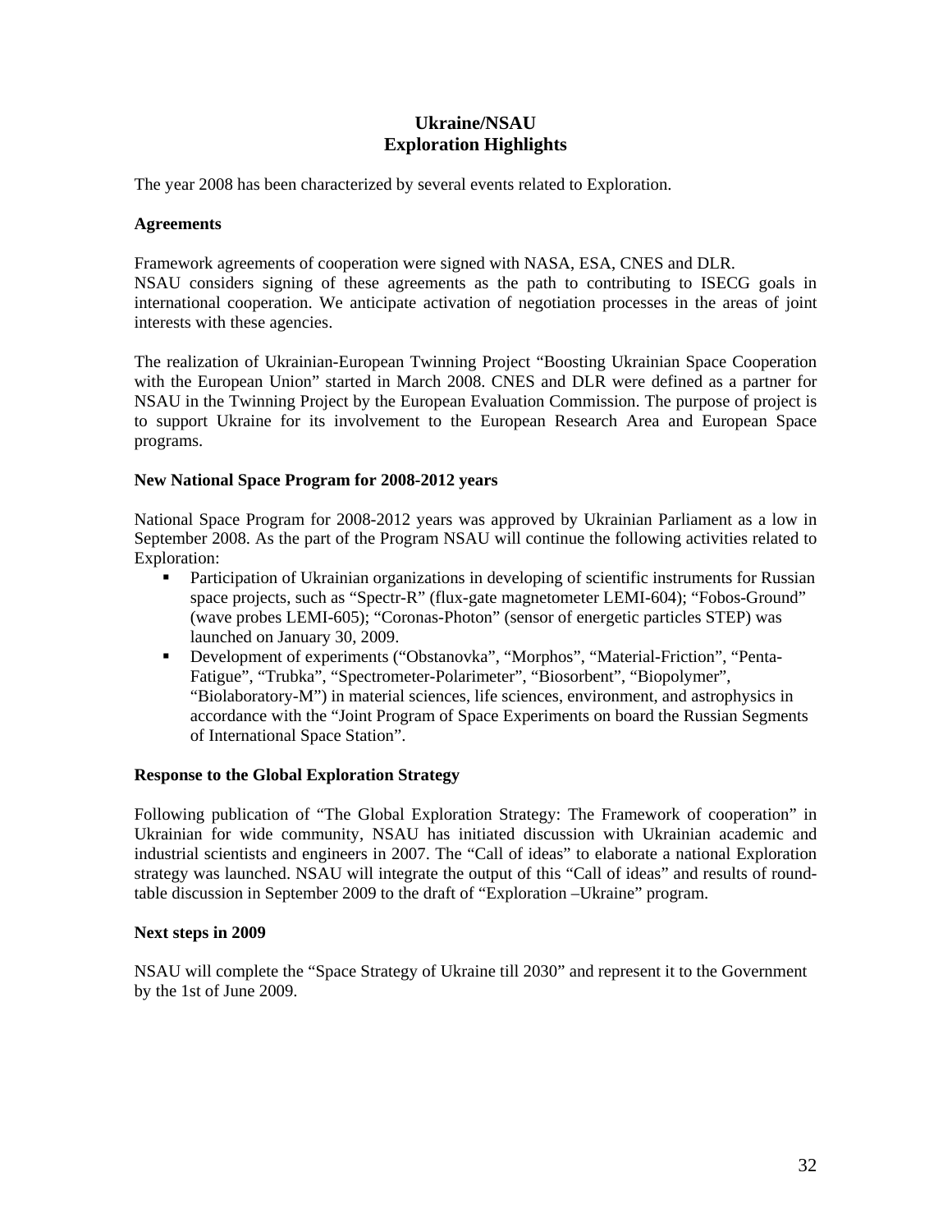# Ukraine/NSAU
# Exploration Highlights

The year 2008 has been characterized by several events related to Exploration.

## Agreements

Framework agreements of cooperation were signed with NASA, ESA, CNES and DLR.
NSAU considers signing of these agreements as the path to contributing to ISECG goals in international cooperation. We anticipate activation of negotiation processes in the areas of joint interests with these agencies.

The realization of Ukrainian-European Twinning Project "Boosting Ukrainian Space Cooperation with the European Union" started in March 2008. CNES and DLR were defined as a partner for NSAU in the Twinning Project by the European Evaluation Commission. The purpose of project is to support Ukraine for its involvement to the European Research Area and European Space programs.

## New National Space Program for 2008-2012 years

National Space Program for 2008-2012 years was approved by Ukrainian Parliament as a low in September 2008. As the part of the Program NSAU will continue the following activities related to Exploration:

- Participation of Ukrainian organizations in developing of scientific instruments for Russian space projects, such as "Spectr-R" (flux-gate magnetometer LEMI-604); "Fobos-Ground" (wave probes LEMI-605); "Coronas-Photon" (sensor of energetic particles STEP) was launched on January 30, 2009.
- Development of experiments ("Obstanovka", "Morphos", "Material-Friction", "Penta-Fatigue", "Trubka", "Spectrometer-Polarimeter", "Biosorbent", "Biopolymer", "Biolaboratory-M") in material sciences, life sciences, environment, and astrophysics in accordance with the "Joint Program of Space Experiments on board the Russian Segments of International Space Station".

## Response to the Global Exploration Strategy

Following publication of "The Global Exploration Strategy: The Framework of cooperation" in Ukrainian for wide community, NSAU has initiated discussion with Ukrainian academic and industrial scientists and engineers in 2007. The "Call of ideas" to elaborate a national Exploration strategy was launched. NSAU will integrate the output of this "Call of ideas" and results of round-table discussion in September 2009 to the draft of "Exploration –Ukraine" program.

## Next steps in 2009

NSAU will complete the "Space Strategy of Ukraine till 2030" and represent it to the Government by the 1st of June 2009.